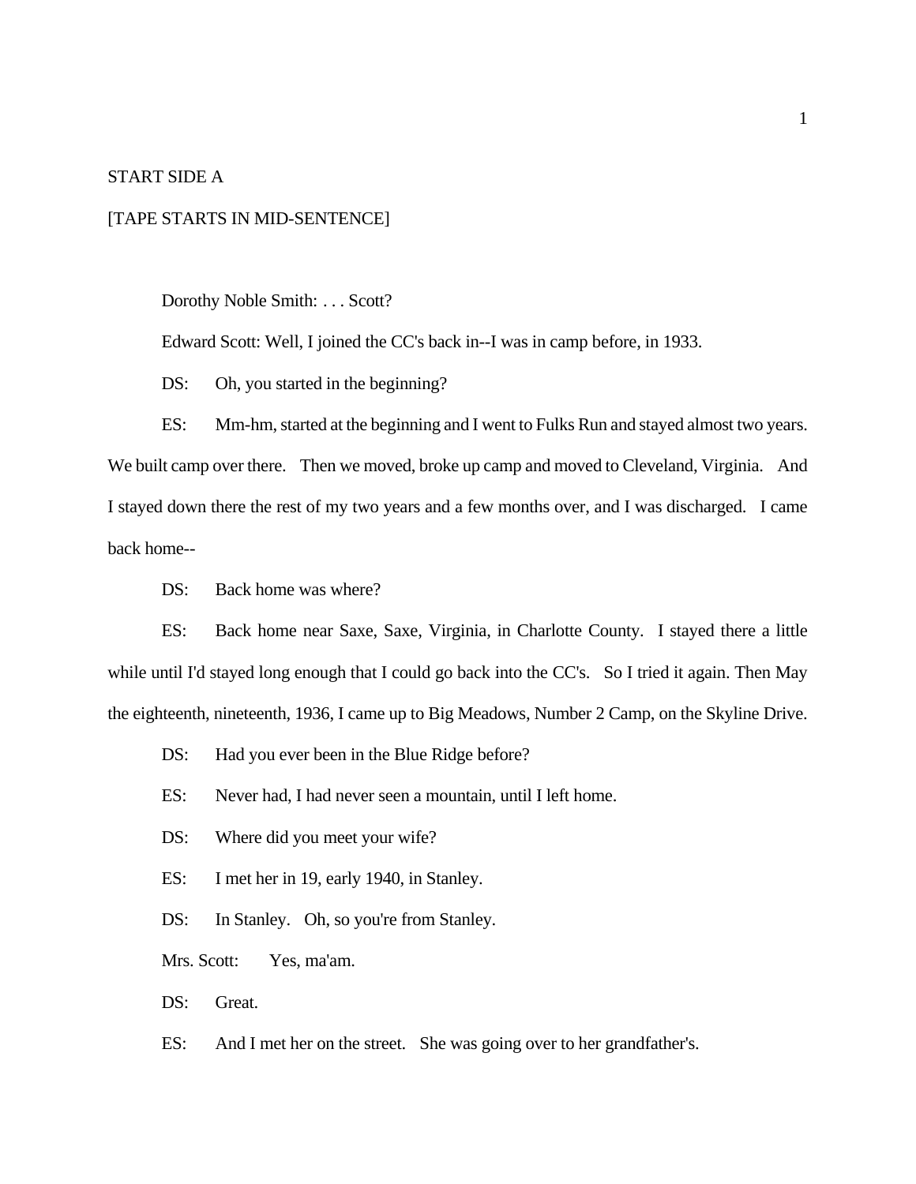START SIDE A

[TAPE STARTS IN MID-SENTENCE]

Dorothy Noble Smith: . . . Scott?

Edward Scott: Well, I joined the CC's back in--I was in camp before, in 1933.

DS: Oh, you started in the beginning?

ES: Mm-hm, started at the beginning and I went to Fulks Run and stayed almost two years. We built camp over there. Then we moved, broke up camp and moved to Cleveland, Virginia. And I stayed down there the rest of my two years and a few months over, and I was discharged. I came back home--

DS: Back home was where?

ES: Back home near Saxe, Saxe, Virginia, in Charlotte County. I stayed there a little while until I'd stayed long enough that I could go back into the CC's. So I tried it again. Then May the eighteenth, nineteenth, 1936, I came up to Big Meadows, Number 2 Camp, on the Skyline Drive.

DS: Had you ever been in the Blue Ridge before?

ES: Never had, I had never seen a mountain, until I left home.

DS: Where did you meet your wife?

ES: I met her in 19, early 1940, in Stanley.

DS: In Stanley. Oh, so you're from Stanley.

Mrs. Scott: Yes, ma'am.

DS: Great.

ES: And I met her on the street. She was going over to her grandfather's.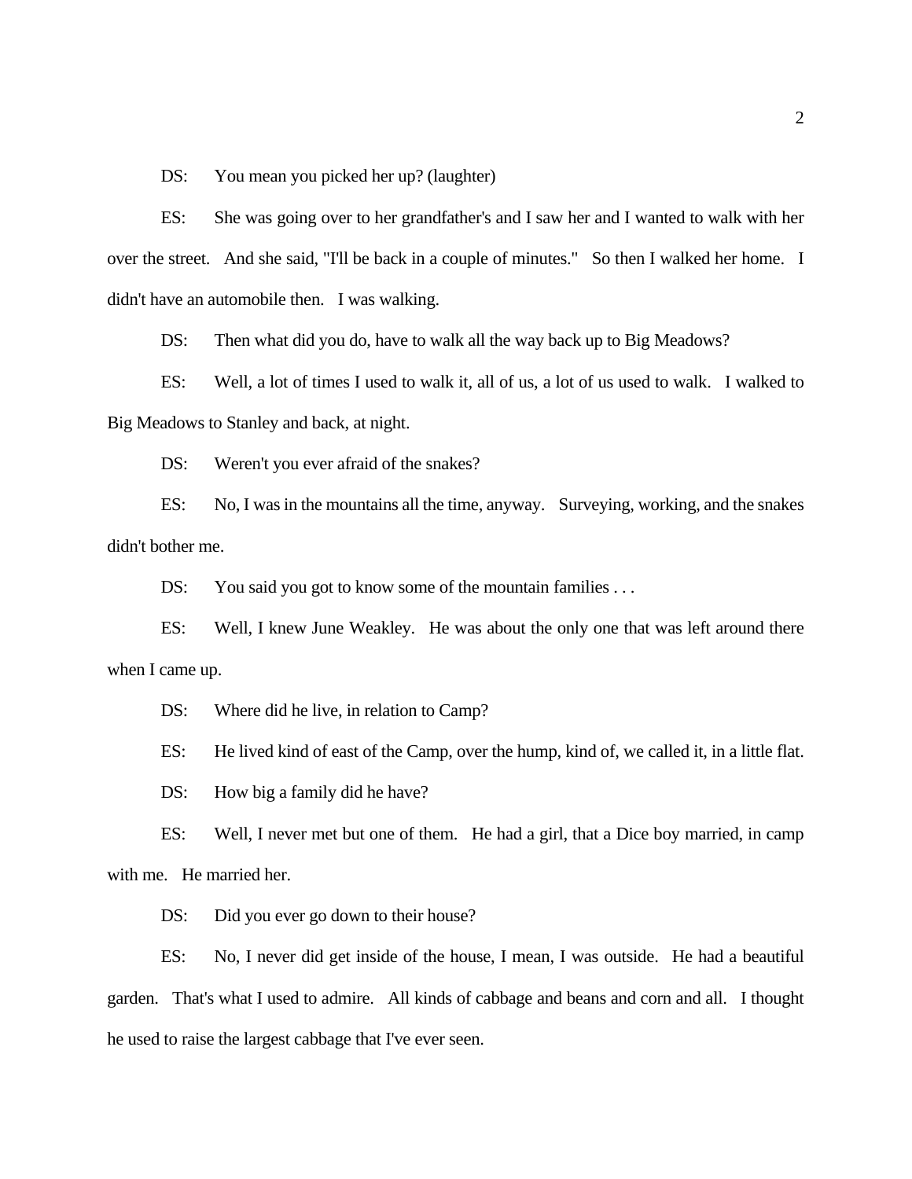DS: You mean you picked her up? (laughter)

ES: She was going over to her grandfather's and I saw her and I wanted to walk with her over the street. And she said, "I'll be back in a couple of minutes." So then I walked her home. I didn't have an automobile then. I was walking.

DS: Then what did you do, have to walk all the way back up to Big Meadows?

ES: Well, a lot of times I used to walk it, all of us, a lot of us used to walk. I walked to Big Meadows to Stanley and back, at night.

DS: Weren't you ever afraid of the snakes?

ES: No, I was in the mountains all the time, anyway. Surveying, working, and the snakes didn't bother me.

DS: You said you got to know some of the mountain families . . .

ES: Well, I knew June Weakley. He was about the only one that was left around there when I came up.

DS: Where did he live, in relation to Camp?

ES: He lived kind of east of the Camp, over the hump, kind of, we called it, in a little flat.

DS: How big a family did he have?

ES: Well, I never met but one of them. He had a girl, that a Dice boy married, in camp with me. He married her.

DS: Did you ever go down to their house?

ES: No, I never did get inside of the house, I mean, I was outside. He had a beautiful garden. That's what I used to admire. All kinds of cabbage and beans and corn and all. I thought he used to raise the largest cabbage that I've ever seen.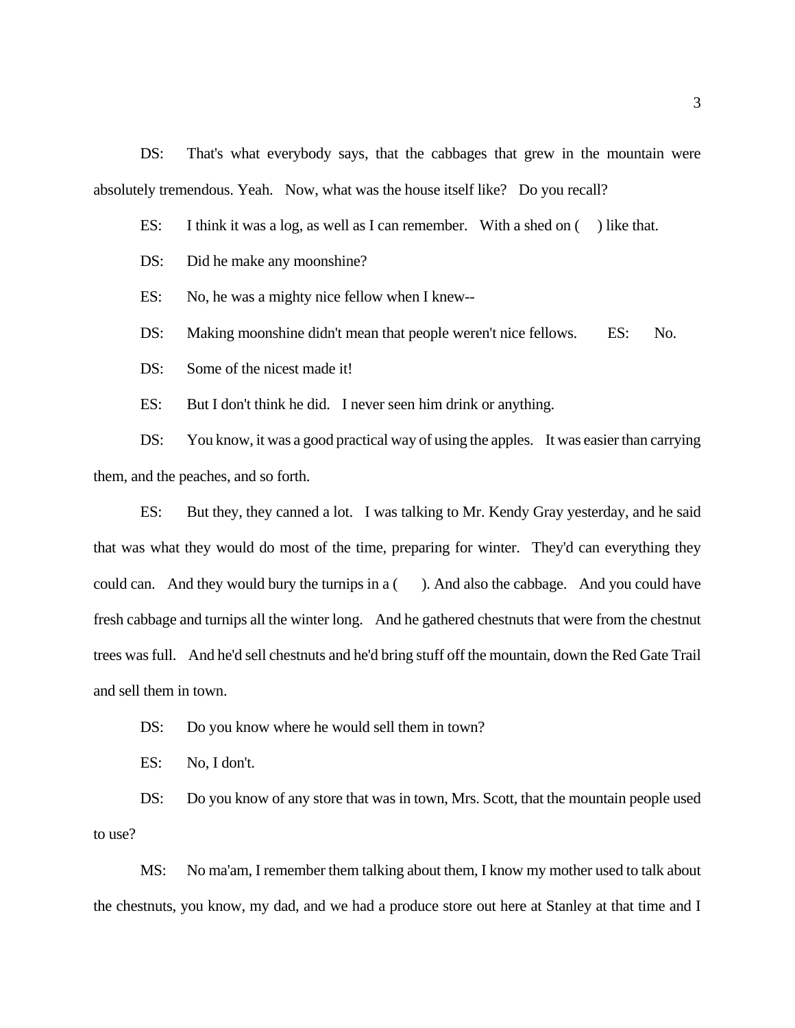DS: That's what everybody says, that the cabbages that grew in the mountain were absolutely tremendous. Yeah. Now, what was the house itself like? Do you recall?

ES: I think it was a log, as well as I can remember. With a shed on ( ) like that.

DS: Did he make any moonshine?

ES: No, he was a mighty nice fellow when I knew--

DS: Making moonshine didn't mean that people weren't nice fellows. ES: No.

DS: Some of the nicest made it!

ES: But I don't think he did. I never seen him drink or anything.

DS: You know, it was a good practical way of using the apples. It was easier than carrying them, and the peaches, and so forth.

ES: But they, they canned a lot. I was talking to Mr. Kendy Gray yesterday, and he said that was what they would do most of the time, preparing for winter. They'd can everything they could can. And they would bury the turnips in a ( ). And also the cabbage. And you could have fresh cabbage and turnips all the winter long. And he gathered chestnuts that were from the chestnut trees was full. And he'd sell chestnuts and he'd bring stuff off the mountain, down the Red Gate Trail and sell them in town.

DS: Do you know where he would sell them in town?

ES: No, I don't.

DS: Do you know of any store that was in town, Mrs. Scott, that the mountain people used to use?

MS: No ma'am, I remember them talking about them, I know my mother used to talk about the chestnuts, you know, my dad, and we had a produce store out here at Stanley at that time and I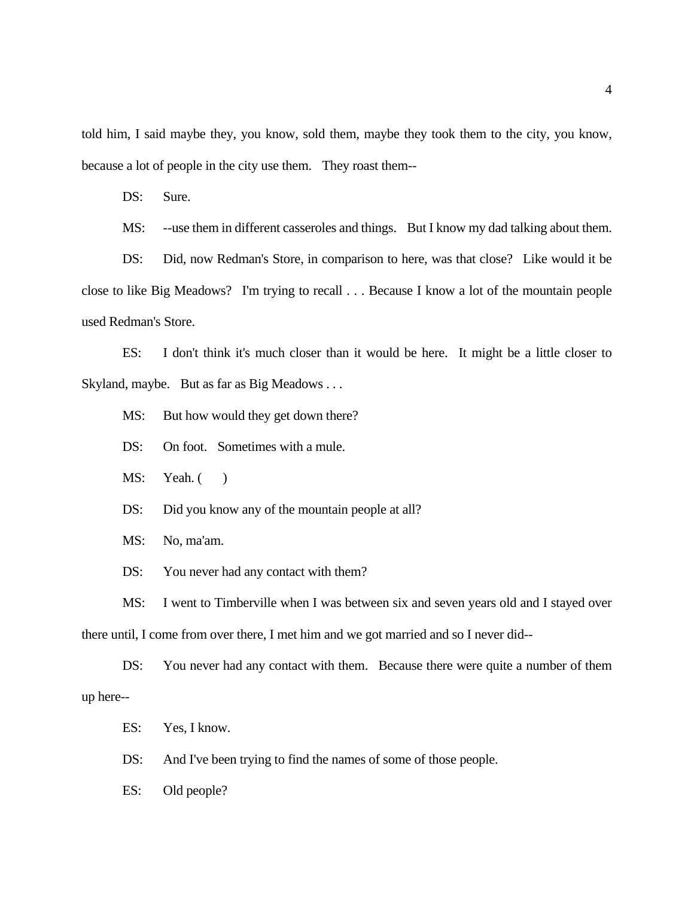told him, I said maybe they, you know, sold them, maybe they took them to the city, you know, because a lot of people in the city use them. They roast them--

DS: Sure.

MS: --use them in different casseroles and things. But I know my dad talking about them.

DS: Did, now Redman's Store, in comparison to here, was that close? Like would it be close to like Big Meadows? I'm trying to recall . . . Because I know a lot of the mountain people used Redman's Store.

ES: I don't think it's much closer than it would be here. It might be a little closer to Skyland, maybe. But as far as Big Meadows . . .

MS: But how would they get down there?

DS: On foot. Sometimes with a mule.

MS: Yeah. (    )

DS: Did you know any of the mountain people at all?

MS: No, ma'am.

DS: You never had any contact with them?

MS: I went to Timberville when I was between six and seven years old and I stayed over there until, I come from over there, I met him and we got married and so I never did--

DS: You never had any contact with them. Because there were quite a number of them up here--

ES: Yes, I know.

DS: And I've been trying to find the names of some of those people.

ES: Old people?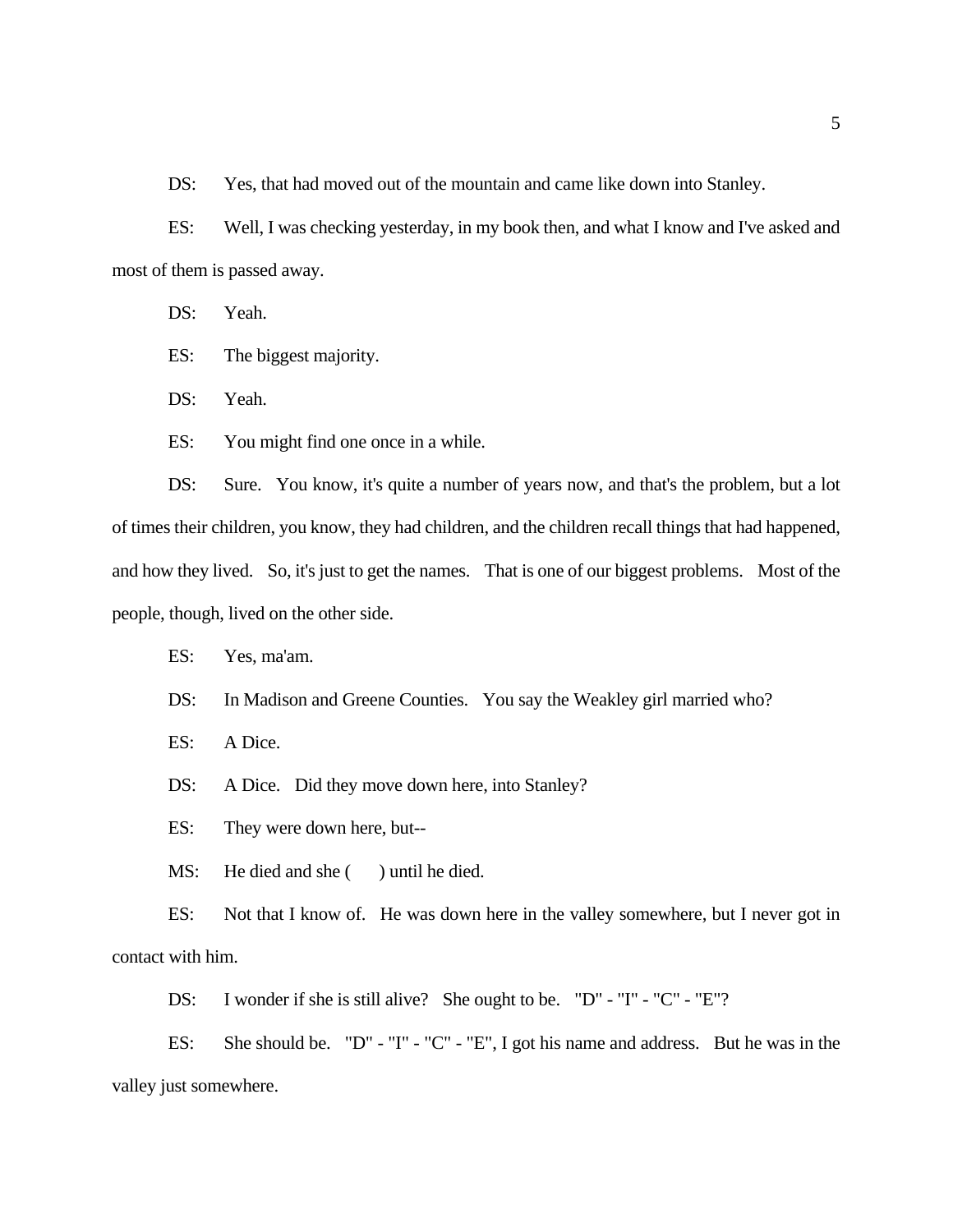DS: Yes, that had moved out of the mountain and came like down into Stanley.

ES: Well, I was checking yesterday, in my book then, and what I know and I've asked and most of them is passed away.

DS: Yeah.

ES: The biggest majority.

DS: Yeah.

ES: You might find one once in a while.

DS: Sure. You know, it's quite a number of years now, and that's the problem, but a lot of times their children, you know, they had children, and the children recall things that had happened, and how they lived. So, it's just to get the names. That is one of our biggest problems. Most of the people, though, lived on the other side.

ES: Yes, ma'am.

DS: In Madison and Greene Counties. You say the Weakley girl married who?

ES: A Dice.

DS: A Dice. Did they move down here, into Stanley?

ES: They were down here, but--

MS: He died and she ( ) until he died.

ES: Not that I know of. He was down here in the valley somewhere, but I never got in contact with him.

DS: I wonder if she is still alive? She ought to be. "D" - "I" - "C" - "E"?

ES: She should be. "D" - "I" - "C" - "E", I got his name and address. But he was in the valley just somewhere.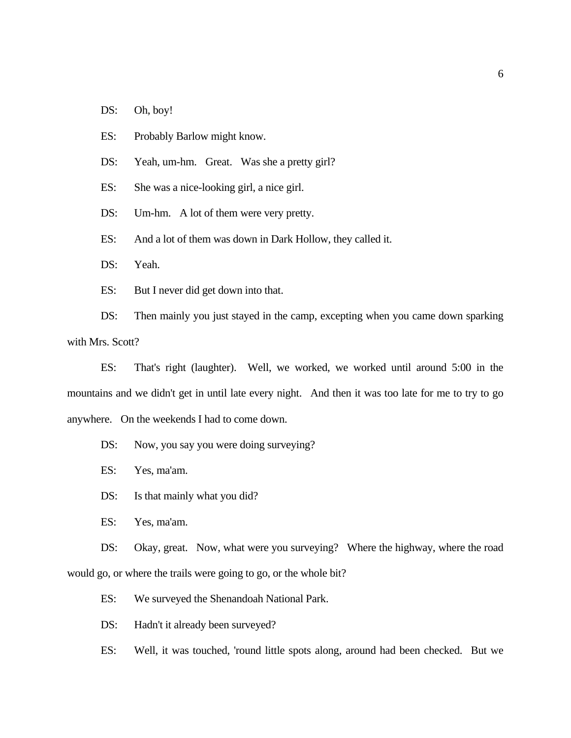DS: Oh, boy!

ES: Probably Barlow might know.

DS: Yeah, um-hm. Great. Was she a pretty girl?

ES: She was a nice-looking girl, a nice girl.

DS: Um-hm. A lot of them were very pretty.

ES: And a lot of them was down in Dark Hollow, they called it.

DS: Yeah.

ES: But I never did get down into that.

DS: Then mainly you just stayed in the camp, excepting when you came down sparking with Mrs. Scott?

ES: That's right (laughter). Well, we worked, we worked until around 5:00 in the mountains and we didn't get in until late every night. And then it was too late for me to try to go anywhere. On the weekends I had to come down.

DS: Now, you say you were doing surveying?

ES: Yes, ma'am.

DS: Is that mainly what you did?

ES: Yes, ma'am.

DS: Okay, great. Now, what were you surveying? Where the highway, where the road would go, or where the trails were going to go, or the whole bit?

ES: We surveyed the Shenandoah National Park.

DS: Hadn't it already been surveyed?

ES: Well, it was touched, 'round little spots along, around had been checked. But we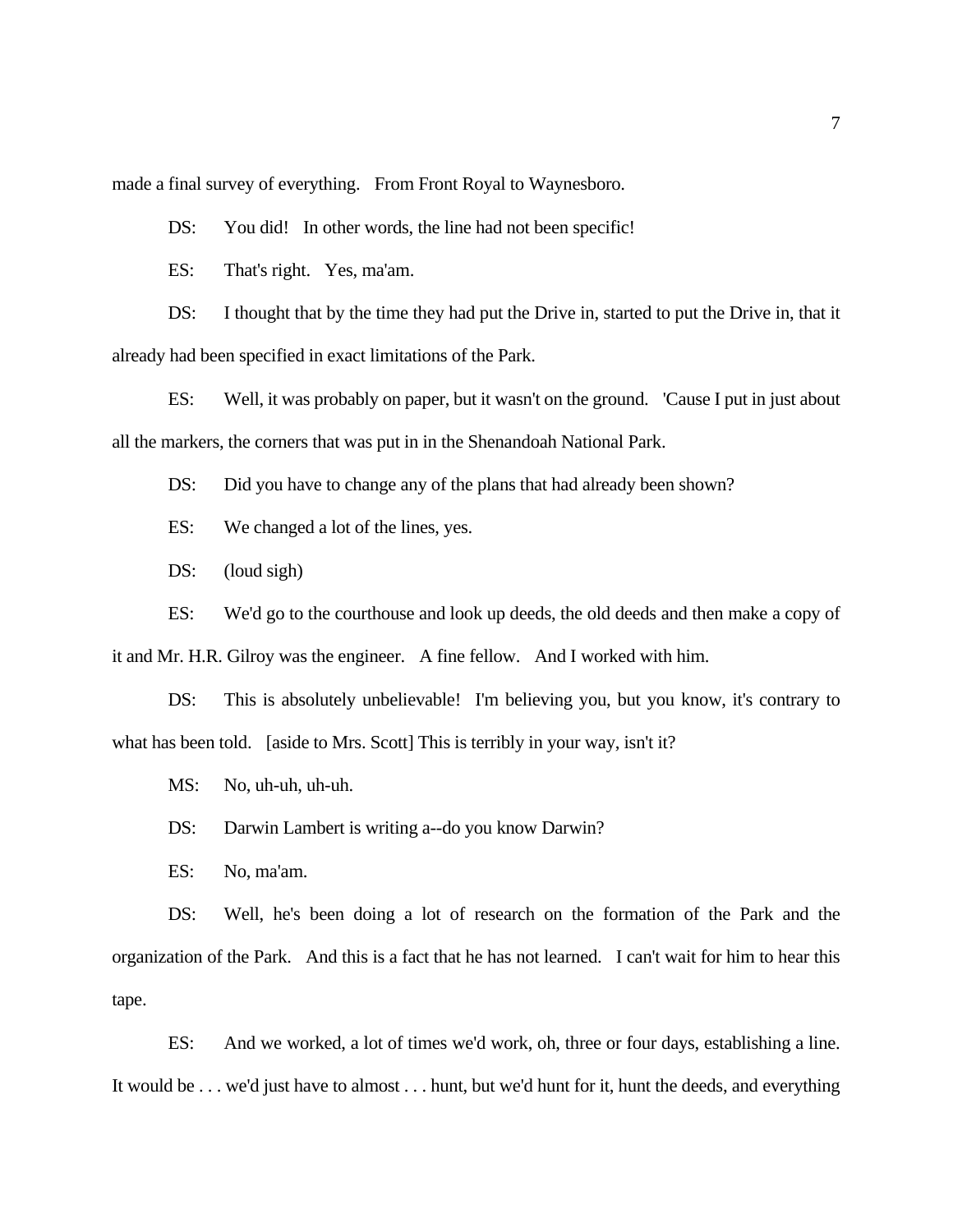made a final survey of everything. From Front Royal to Waynesboro.

DS: You did! In other words, the line had not been specific!

ES: That's right. Yes, ma'am.

DS: I thought that by the time they had put the Drive in, started to put the Drive in, that it already had been specified in exact limitations of the Park.

ES: Well, it was probably on paper, but it wasn't on the ground. 'Cause I put in just about all the markers, the corners that was put in in the Shenandoah National Park.

DS: Did you have to change any of the plans that had already been shown?

ES: We changed a lot of the lines, yes.

DS: (loud sigh)

ES: We'd go to the courthouse and look up deeds, the old deeds and then make a copy of it and Mr. H.R. Gilroy was the engineer. A fine fellow. And I worked with him.

DS: This is absolutely unbelievable! I'm believing you, but you know, it's contrary to what has been told. [aside to Mrs. Scott] This is terribly in your way, isn't it?

MS: No, uh-uh, uh-uh.

DS: Darwin Lambert is writing a--do you know Darwin?

ES: No, ma'am.

DS: Well, he's been doing a lot of research on the formation of the Park and the organization of the Park. And this is a fact that he has not learned. I can't wait for him to hear this tape.

ES: And we worked, a lot of times we'd work, oh, three or four days, establishing a line. It would be . . . we'd just have to almost . . . hunt, but we'd hunt for it, hunt the deeds, and everything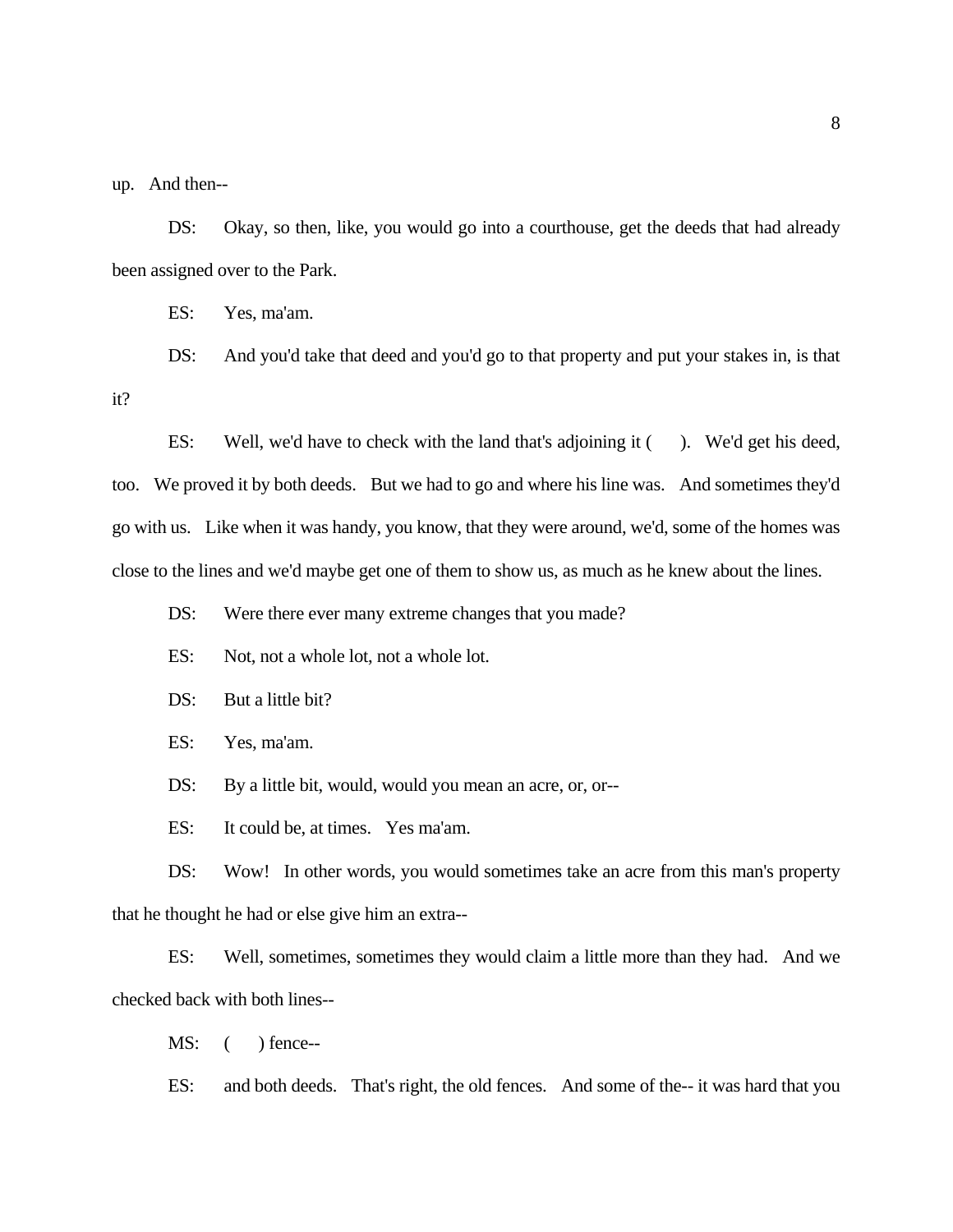up. And then--

DS: Okay, so then, like, you would go into a courthouse, get the deeds that had already been assigned over to the Park.

ES: Yes, ma'am.

DS: And you'd take that deed and you'd go to that property and put your stakes in, is that it?

ES: Well, we'd have to check with the land that's adjoining it ( ). We'd get his deed, too. We proved it by both deeds. But we had to go and where his line was. And sometimes they'd go with us. Like when it was handy, you know, that they were around, we'd, some of the homes was close to the lines and we'd maybe get one of them to show us, as much as he knew about the lines.

DS: Were there ever many extreme changes that you made?

ES: Not, not a whole lot, not a whole lot.

DS: But a little bit?

ES: Yes, ma'am.

DS: By a little bit, would, would you mean an acre, or, or--

ES: It could be, at times. Yes ma'am.

DS: Wow! In other words, you would sometimes take an acre from this man's property that he thought he had or else give him an extra--

ES: Well, sometimes, sometimes they would claim a little more than they had. And we checked back with both lines--

MS: ( ) fence--

ES: and both deeds. That's right, the old fences. And some of the-- it was hard that you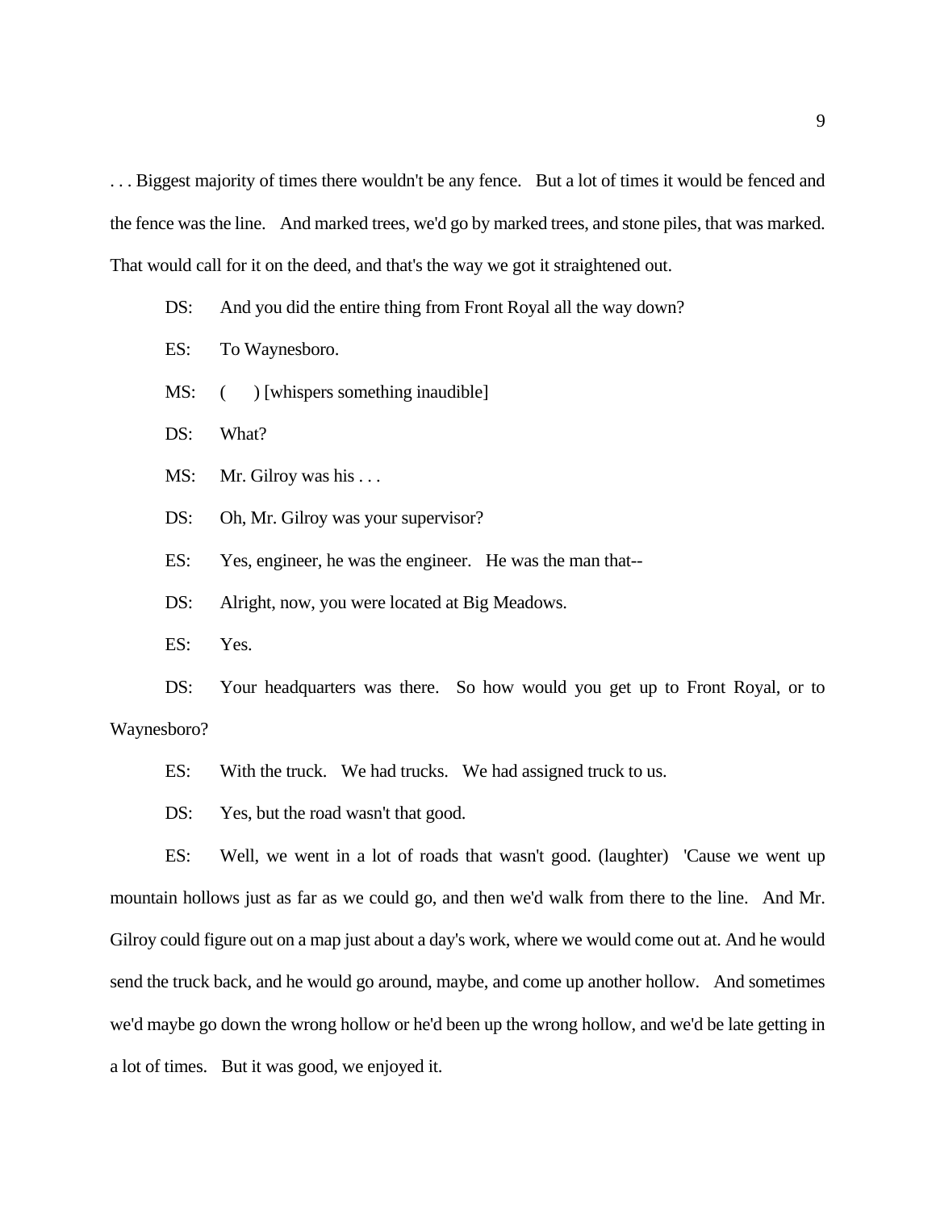. . . Biggest majority of times there wouldn't be any fence. But a lot of times it would be fenced and the fence was the line. And marked trees, we'd go by marked trees, and stone piles, that was marked. That would call for it on the deed, and that's the way we got it straightened out.

DS: And you did the entire thing from Front Royal all the way down?

ES: To Waynesboro.

MS: (    ) [whispers something inaudible]

DS: What?

MS: Mr. Gilroy was his . . .

DS: Oh, Mr. Gilroy was your supervisor?

ES: Yes, engineer, he was the engineer. He was the man that--

DS: Alright, now, you were located at Big Meadows.

ES: Yes.

DS: Your headquarters was there. So how would you get up to Front Royal, or to Waynesboro?

ES: With the truck. We had trucks. We had assigned truck to us.

DS: Yes, but the road wasn't that good.

ES: Well, we went in a lot of roads that wasn't good. (laughter) 'Cause we went up mountain hollows just as far as we could go, and then we'd walk from there to the line. And Mr. Gilroy could figure out on a map just about a day's work, where we would come out at. And he would send the truck back, and he would go around, maybe, and come up another hollow. And sometimes we'd maybe go down the wrong hollow or he'd been up the wrong hollow, and we'd be late getting in a lot of times. But it was good, we enjoyed it.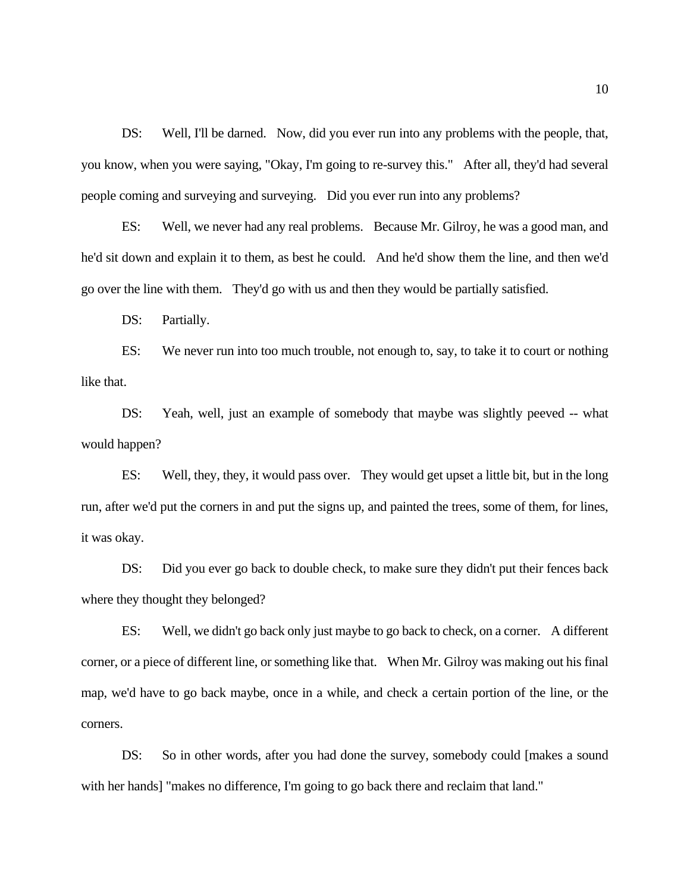DS: Well, I'll be darned. Now, did you ever run into any problems with the people, that, you know, when you were saying, "Okay, I'm going to re-survey this." After all, they'd had several people coming and surveying and surveying. Did you ever run into any problems?

ES: Well, we never had any real problems. Because Mr. Gilroy, he was a good man, and he'd sit down and explain it to them, as best he could. And he'd show them the line, and then we'd go over the line with them. They'd go with us and then they would be partially satisfied.

DS: Partially.

ES: We never run into too much trouble, not enough to, say, to take it to court or nothing like that.

DS: Yeah, well, just an example of somebody that maybe was slightly peeved -- what would happen?

ES: Well, they, they, it would pass over. They would get upset a little bit, but in the long run, after we'd put the corners in and put the signs up, and painted the trees, some of them, for lines, it was okay.

DS: Did you ever go back to double check, to make sure they didn't put their fences back where they thought they belonged?

ES: Well, we didn't go back only just maybe to go back to check, on a corner. A different corner, or a piece of different line, or something like that. When Mr. Gilroy was making out his final map, we'd have to go back maybe, once in a while, and check a certain portion of the line, or the corners.

DS: So in other words, after you had done the survey, somebody could [makes a sound with her hands] "makes no difference, I'm going to go back there and reclaim that land."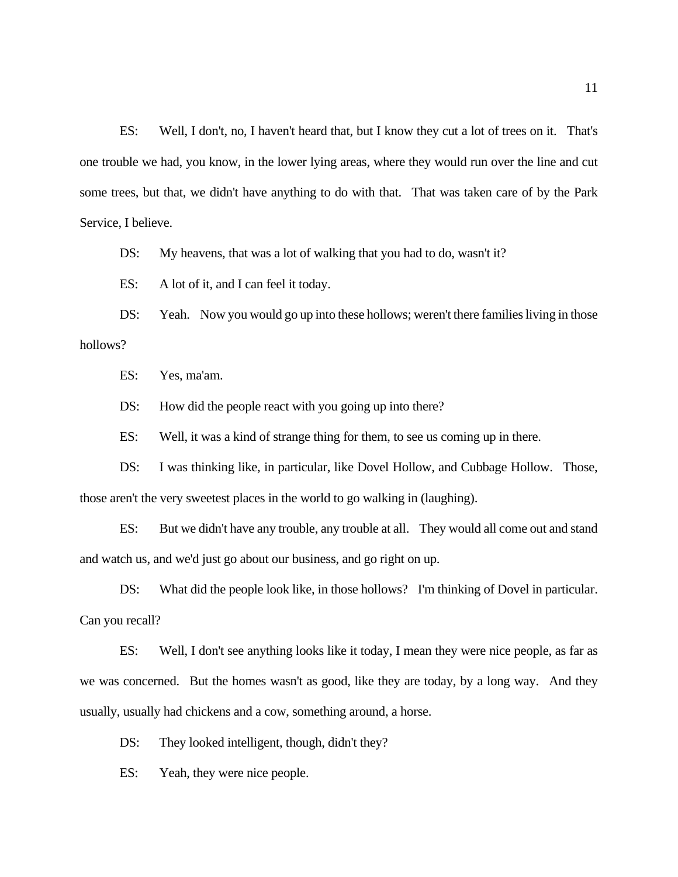ES: Well, I don't, no, I haven't heard that, but I know they cut a lot of trees on it. That's one trouble we had, you know, in the lower lying areas, where they would run over the line and cut some trees, but that, we didn't have anything to do with that. That was taken care of by the Park Service, I believe.

DS: My heavens, that was a lot of walking that you had to do, wasn't it?

ES: A lot of it, and I can feel it today.

DS: Yeah. Now you would go up into these hollows; weren't there families living in those hollows?

ES: Yes, ma'am.

DS: How did the people react with you going up into there?

ES: Well, it was a kind of strange thing for them, to see us coming up in there.

DS: I was thinking like, in particular, like Dovel Hollow, and Cubbage Hollow. Those, those aren't the very sweetest places in the world to go walking in (laughing).

ES: But we didn't have any trouble, any trouble at all. They would all come out and stand and watch us, and we'd just go about our business, and go right on up.

DS: What did the people look like, in those hollows? I'm thinking of Dovel in particular. Can you recall?

ES: Well, I don't see anything looks like it today, I mean they were nice people, as far as we was concerned. But the homes wasn't as good, like they are today, by a long way. And they usually, usually had chickens and a cow, something around, a horse.

DS: They looked intelligent, though, didn't they?

ES: Yeah, they were nice people.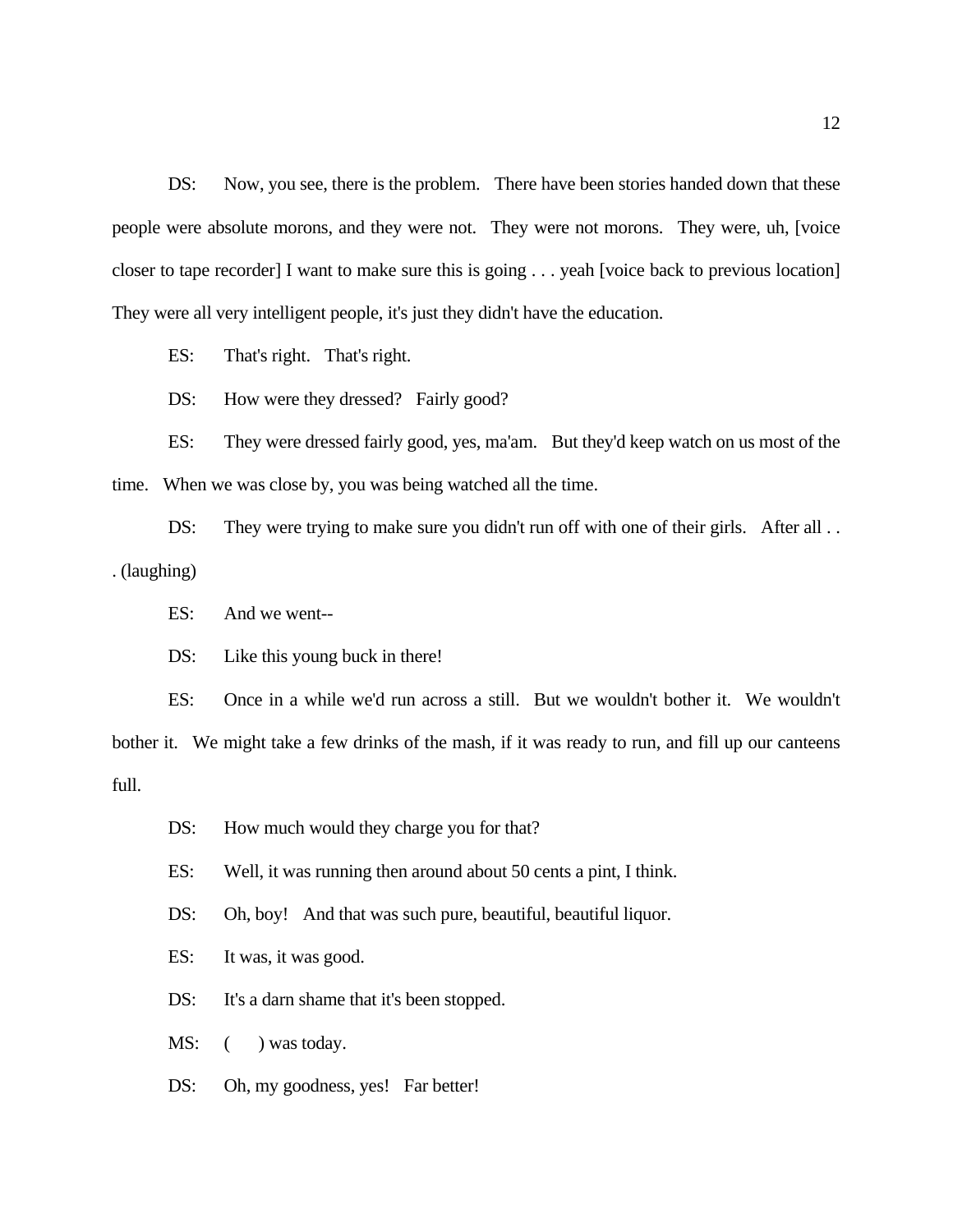DS: Now, you see, there is the problem. There have been stories handed down that these people were absolute morons, and they were not. They were not morons. They were, uh, [voice closer to tape recorder] I want to make sure this is going . . . yeah [voice back to previous location] They were all very intelligent people, it's just they didn't have the education.

ES: That's right. That's right.

DS: How were they dressed? Fairly good?

ES: They were dressed fairly good, yes, ma'am. But they'd keep watch on us most of the time. When we was close by, you was being watched all the time.

DS: They were trying to make sure you didn't run off with one of their girls. After all . . . (laughing)

ES: And we went--

DS: Like this young buck in there!

ES: Once in a while we'd run across a still. But we wouldn't bother it. We wouldn't bother it. We might take a few drinks of the mash, if it was ready to run, and fill up our canteens full.

DS: How much would they charge you for that?

ES: Well, it was running then around about 50 cents a pint, I think.

DS: Oh, boy! And that was such pure, beautiful, beautiful liquor.

ES: It was, it was good.

DS: It's a darn shame that it's been stopped.

MS: (     ) was today.

DS: Oh, my goodness, yes! Far better!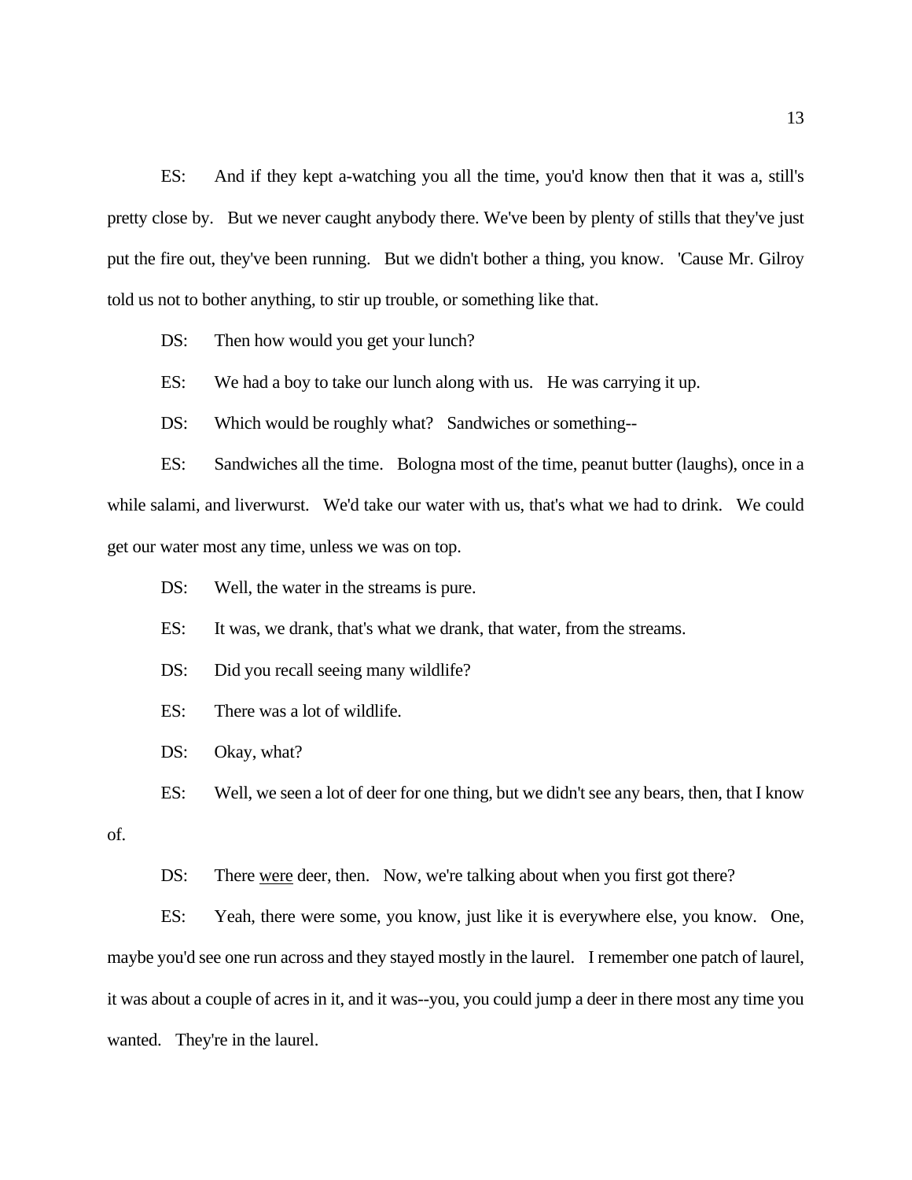ES: And if they kept a-watching you all the time, you'd know then that it was a, still's pretty close by. But we never caught anybody there. We've been by plenty of stills that they've just put the fire out, they've been running. But we didn't bother a thing, you know. 'Cause Mr. Gilroy told us not to bother anything, to stir up trouble, or something like that.

DS: Then how would you get your lunch?

ES: We had a boy to take our lunch along with us. He was carrying it up.

DS: Which would be roughly what? Sandwiches or something--

ES: Sandwiches all the time. Bologna most of the time, peanut butter (laughs), once in a while salami, and liverwurst. We'd take our water with us, that's what we had to drink. We could get our water most any time, unless we was on top.

DS: Well, the water in the streams is pure.

ES: It was, we drank, that's what we drank, that water, from the streams.

DS: Did you recall seeing many wildlife?

ES: There was a lot of wildlife.

DS: Okay, what?

ES: Well, we seen a lot of deer for one thing, but we didn't see any bears, then, that I know of.

DS: There <u>were</u> deer, then. Now, we're talking about when you first got there?

ES: Yeah, there were some, you know, just like it is everywhere else, you know. One, maybe you'd see one run across and they stayed mostly in the laurel. I remember one patch of laurel, it was about a couple of acres in it, and it was--you, you could jump a deer in there most any time you wanted. They're in the laurel.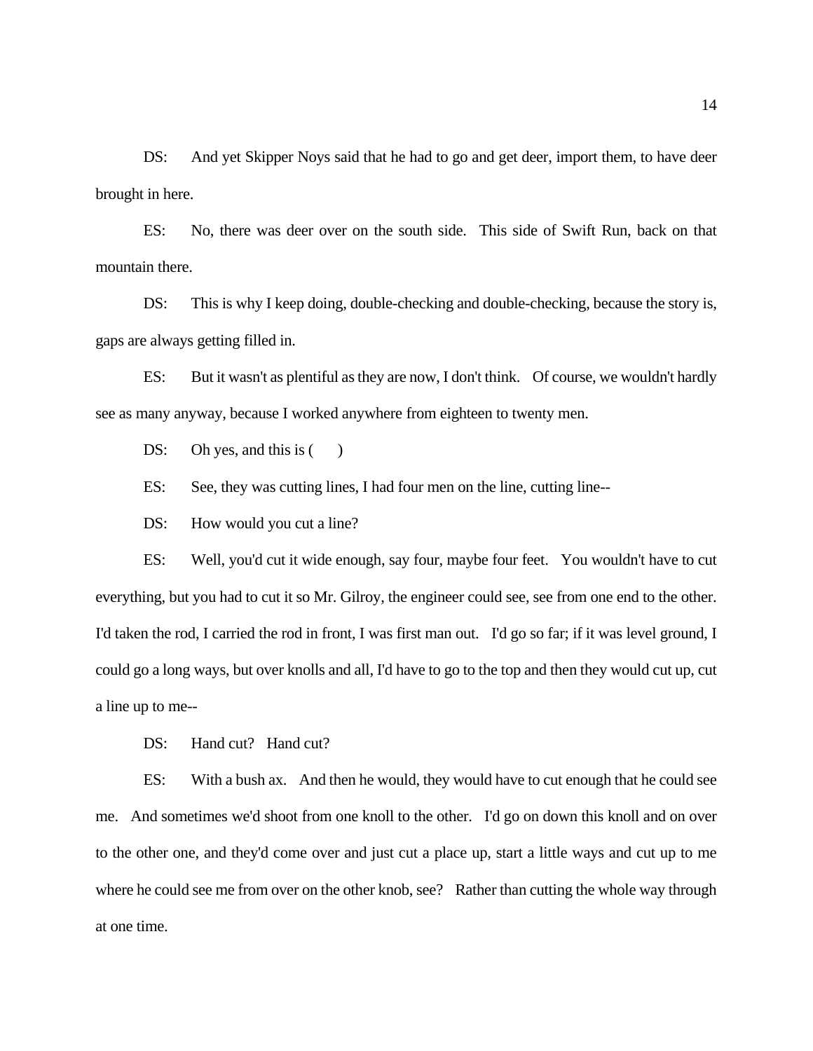DS: And yet Skipper Noys said that he had to go and get deer, import them, to have deer brought in here.

ES: No, there was deer over on the south side. This side of Swift Run, back on that mountain there.

DS: This is why I keep doing, double-checking and double-checking, because the story is, gaps are always getting filled in.

ES: But it wasn't as plentiful as they are now, I don't think. Of course, we wouldn't hardly see as many anyway, because I worked anywhere from eighteen to twenty men.

DS: Oh yes, and this is (     )

ES: See, they was cutting lines, I had four men on the line, cutting line--

DS: How would you cut a line?

ES: Well, you'd cut it wide enough, say four, maybe four feet. You wouldn't have to cut everything, but you had to cut it so Mr. Gilroy, the engineer could see, see from one end to the other. I'd taken the rod, I carried the rod in front, I was first man out. I'd go so far; if it was level ground, I could go a long ways, but over knolls and all, I'd have to go to the top and then they would cut up, cut a line up to me--

DS: Hand cut? Hand cut?

ES: With a bush ax. And then he would, they would have to cut enough that he could see me. And sometimes we'd shoot from one knoll to the other. I'd go on down this knoll and on over to the other one, and they'd come over and just cut a place up, start a little ways and cut up to me where he could see me from over on the other knob, see? Rather than cutting the whole way through at one time.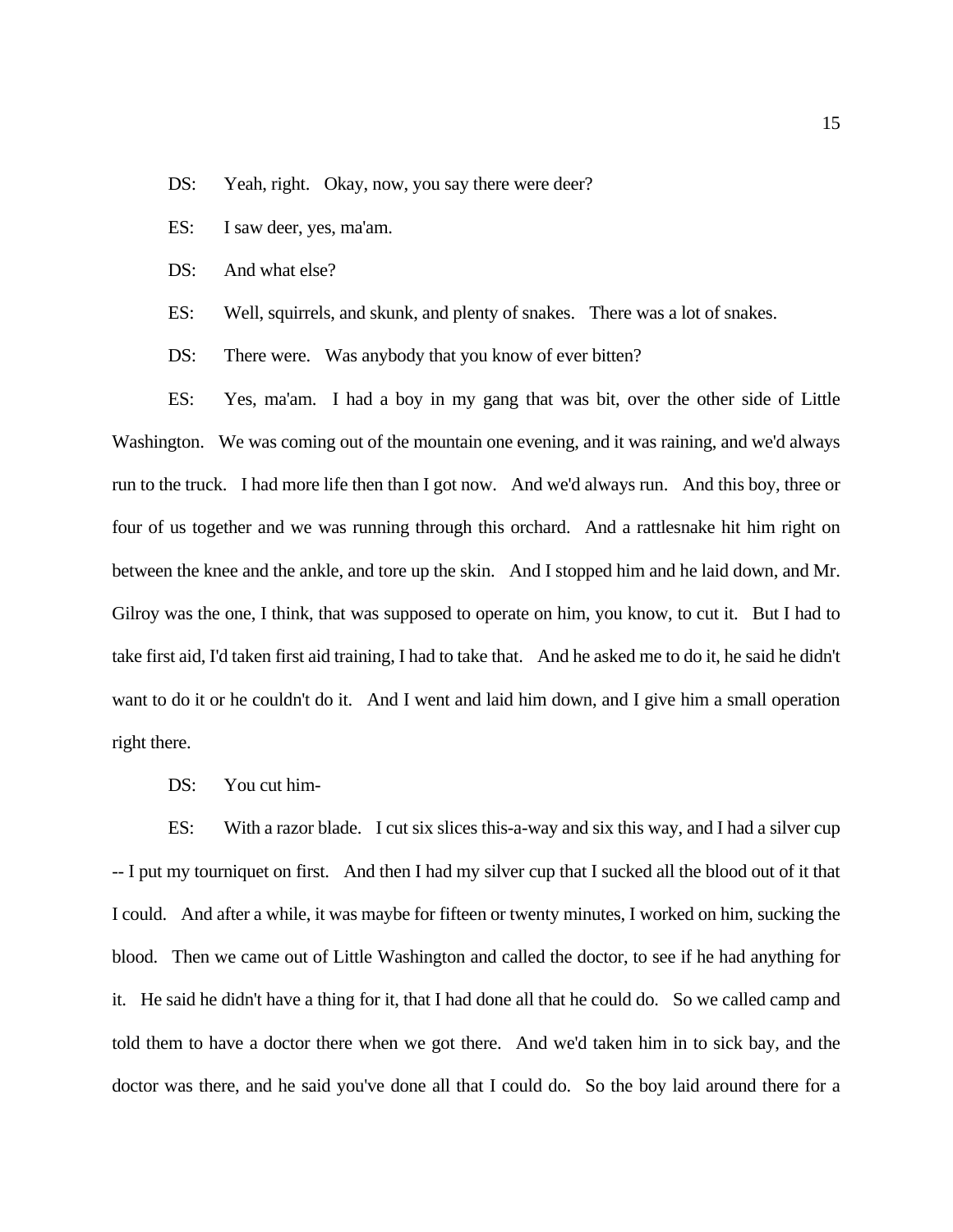DS: Yeah, right. Okay, now, you say there were deer?

ES: I saw deer, yes, ma'am.

DS: And what else?

ES: Well, squirrels, and skunk, and plenty of snakes. There was a lot of snakes.

DS: There were. Was anybody that you know of ever bitten?

ES: Yes, ma'am. I had a boy in my gang that was bit, over the other side of Little Washington. We was coming out of the mountain one evening, and it was raining, and we'd always run to the truck. I had more life then than I got now. And we'd always run. And this boy, three or four of us together and we was running through this orchard. And a rattlesnake hit him right on between the knee and the ankle, and tore up the skin. And I stopped him and he laid down, and Mr. Gilroy was the one, I think, that was supposed to operate on him, you know, to cut it. But I had to take first aid, I'd taken first aid training, I had to take that. And he asked me to do it, he said he didn't want to do it or he couldn't do it. And I went and laid him down, and I give him a small operation right there.

DS: You cut him-

ES: With a razor blade. I cut six slices this-a-way and six this way, and I had a silver cup -- I put my tourniquet on first. And then I had my silver cup that I sucked all the blood out of it that I could. And after a while, it was maybe for fifteen or twenty minutes, I worked on him, sucking the blood. Then we came out of Little Washington and called the doctor, to see if he had anything for it. He said he didn't have a thing for it, that I had done all that he could do. So we called camp and told them to have a doctor there when we got there. And we'd taken him in to sick bay, and the doctor was there, and he said you've done all that I could do. So the boy laid around there for a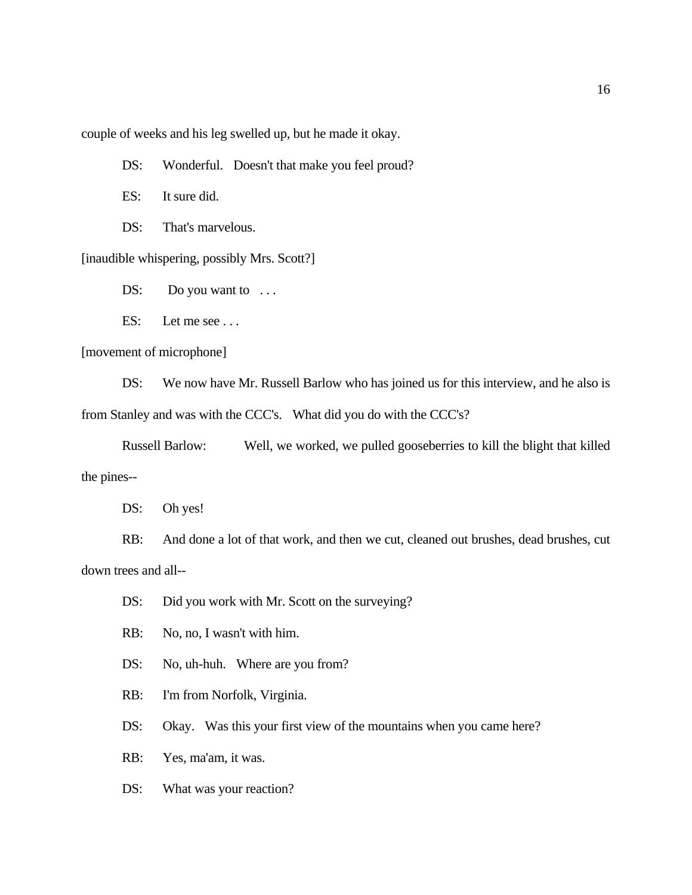couple of weeks and his leg swelled up, but he made it okay.

DS: Wonderful. Doesn't that make you feel proud?

ES: It sure did.

DS: That's marvelous.

[inaudible whispering, possibly Mrs. Scott?]

DS: Do you want to . . .

ES: Let me see . . .

[movement of microphone]

DS: We now have Mr. Russell Barlow who has joined us for this interview, and he also is from Stanley and was with the CCC's. What did you do with the CCC's?

Russell Barlow: Well, we worked, we pulled gooseberries to kill the blight that killed the pines--

DS: Oh yes!

RB: And done a lot of that work, and then we cut, cleaned out brushes, dead brushes, cut down trees and all--

DS: Did you work with Mr. Scott on the surveying?

RB: No, no, I wasn't with him.

DS: No, uh-huh. Where are you from?

RB: I'm from Norfolk, Virginia.

DS: Okay. Was this your first view of the mountains when you came here?

RB: Yes, ma'am, it was.

DS: What was your reaction?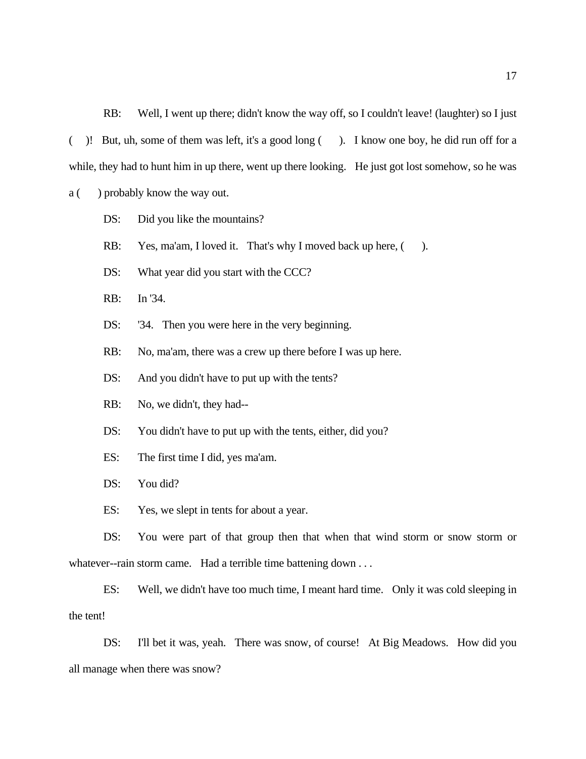RB: Well, I went up there; didn't know the way off, so I couldn't leave! (laughter) so I just ( )! But, uh, some of them was left, it's a good long ( ). I know one boy, he did run off for a while, they had to hunt him in up there, went up there looking. He just got lost somehow, so he was a ( ) probably know the way out.

DS: Did you like the mountains?

RB: Yes, ma'am, I loved it. That's why I moved back up here, ( ).

DS: What year did you start with the CCC?

RB: In '34.

DS: '34. Then you were here in the very beginning.

RB: No, ma'am, there was a crew up there before I was up here.

DS: And you didn't have to put up with the tents?

RB: No, we didn't, they had--

DS: You didn't have to put up with the tents, either, did you?

ES: The first time I did, yes ma'am.

DS: You did?

ES: Yes, we slept in tents for about a year.

DS: You were part of that group then that when that wind storm or snow storm or whatever--rain storm came. Had a terrible time battening down . . .

ES: Well, we didn't have too much time, I meant hard time. Only it was cold sleeping in the tent!

DS: I'll bet it was, yeah. There was snow, of course! At Big Meadows. How did you all manage when there was snow?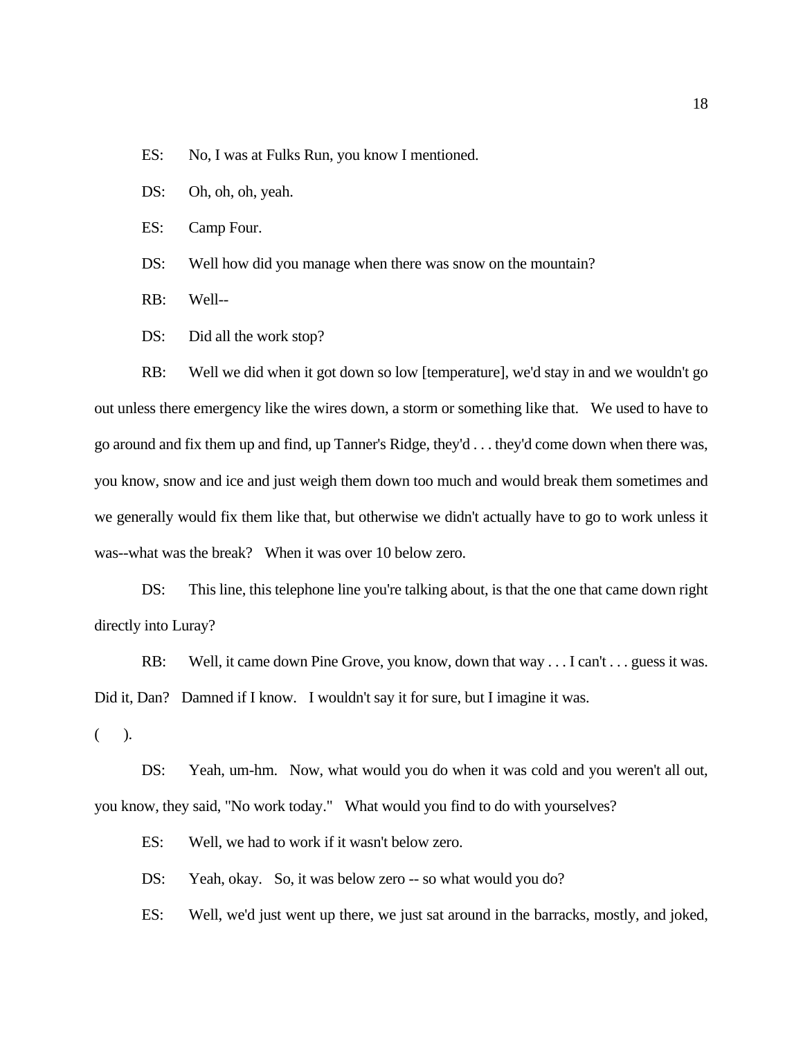ES: No, I was at Fulks Run, you know I mentioned.

DS: Oh, oh, oh, yeah.

ES: Camp Four.

DS: Well how did you manage when there was snow on the mountain?

RB: Well--

DS: Did all the work stop?

RB: Well we did when it got down so low [temperature], we'd stay in and we wouldn't go out unless there emergency like the wires down, a storm or something like that. We used to have to go around and fix them up and find, up Tanner's Ridge, they'd . . . they'd come down when there was, you know, snow and ice and just weigh them down too much and would break them sometimes and we generally would fix them like that, but otherwise we didn't actually have to go to work unless it was--what was the break? When it was over 10 below zero.

DS: This line, this telephone line you're talking about, is that the one that came down right directly into Luray?

RB: Well, it came down Pine Grove, you know, down that way . . . I can't . . . guess it was. Did it, Dan? Damned if I know. I wouldn't say it for sure, but I imagine it was.

(     ).

DS: Yeah, um-hm. Now, what would you do when it was cold and you weren't all out, you know, they said, "No work today." What would you find to do with yourselves?

ES: Well, we had to work if it wasn't below zero.

DS: Yeah, okay. So, it was below zero -- so what would you do?

ES: Well, we'd just went up there, we just sat around in the barracks, mostly, and joked,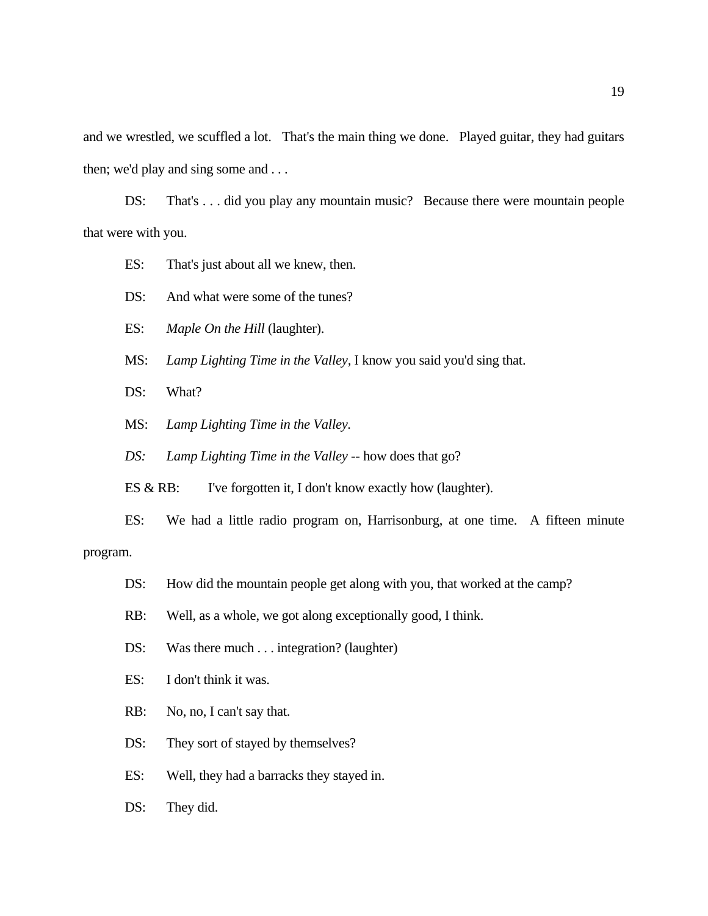and we wrestled, we scuffled a lot. That's the main thing we done. Played guitar, they had guitars then; we'd play and sing some and . . .

DS: That's . . . did you play any mountain music? Because there were mountain people that were with you.

ES: That's just about all we knew, then.

DS: And what were some of the tunes?

ES: *Maple On the Hill* (laughter).

MS: *Lamp Lighting Time in the Valley*, I know you said you'd sing that.

DS: What?

MS: *Lamp Lighting Time in the Valley*.

*DS:* *Lamp Lighting Time in the Valley* -- how does that go?

ES & RB: I've forgotten it, I don't know exactly how (laughter).

ES: We had a little radio program on, Harrisonburg, at one time. A fifteen minute program.

DS: How did the mountain people get along with you, that worked at the camp?

RB: Well, as a whole, we got along exceptionally good, I think.

DS: Was there much . . . integration? (laughter)

ES: I don't think it was.

RB: No, no, I can't say that.

DS: They sort of stayed by themselves?

ES: Well, they had a barracks they stayed in.

DS: They did.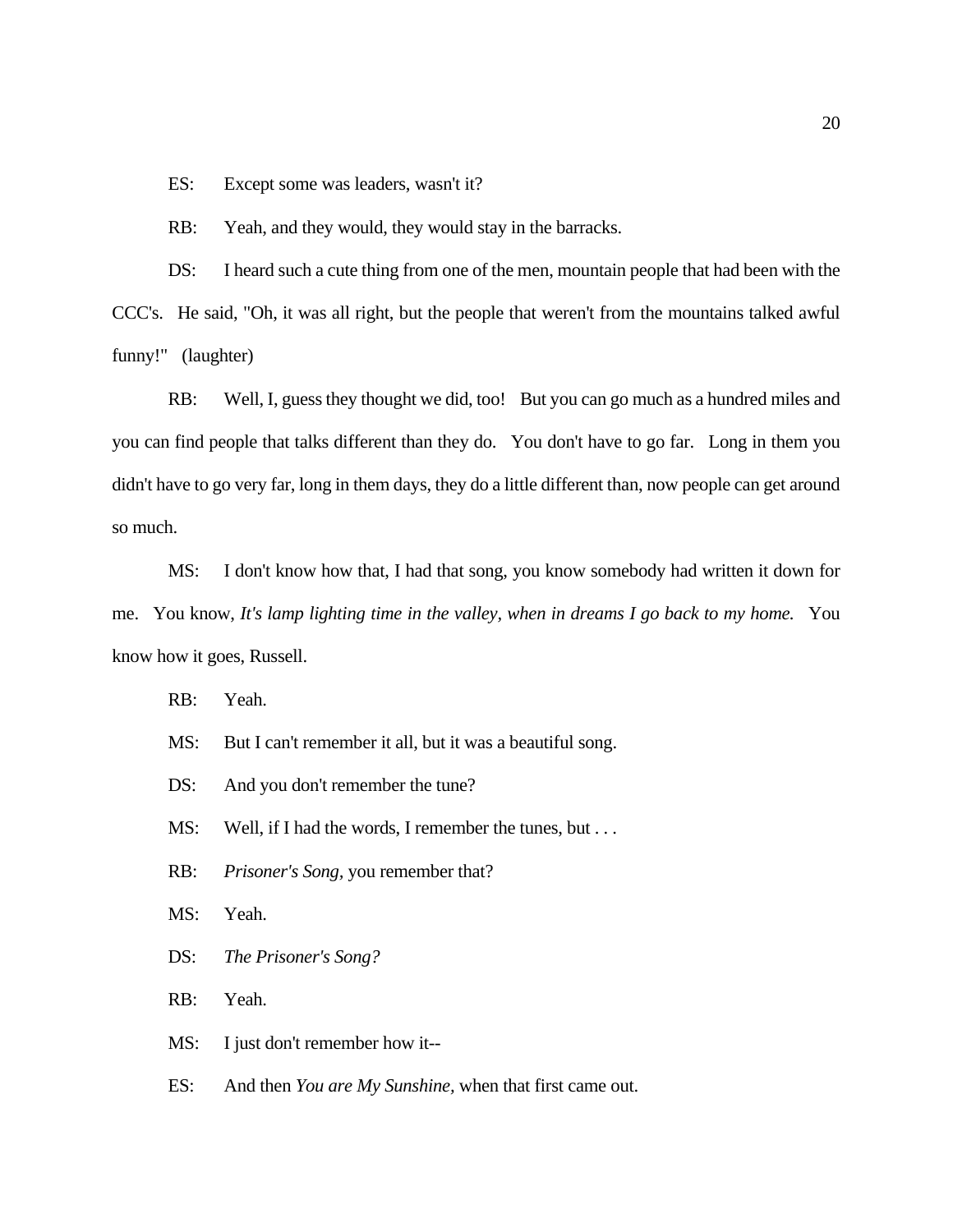ES: Except some was leaders, wasn't it?

RB: Yeah, and they would, they would stay in the barracks.

DS: I heard such a cute thing from one of the men, mountain people that had been with the CCC's. He said, "Oh, it was all right, but the people that weren't from the mountains talked awful funny!" (laughter)

RB: Well, I, guess they thought we did, too! But you can go much as a hundred miles and you can find people that talks different than they do. You don't have to go far. Long in them you didn't have to go very far, long in them days, they do a little different than, now people can get around so much.

MS: I don't know how that, I had that song, you know somebody had written it down for me. You know, *It's lamp lighting time in the valley, when in dreams I go back to my home.* You know how it goes, Russell.

RB: Yeah.

MS: But I can't remember it all, but it was a beautiful song.

DS: And you don't remember the tune?

MS: Well, if I had the words, I remember the tunes, but . . .

RB: *Prisoner's Song,* you remember that?

MS: Yeah.

DS: *The Prisoner's Song?*

RB: Yeah.

MS: I just don't remember how it--

ES: And then *You are My Sunshine,* when that first came out.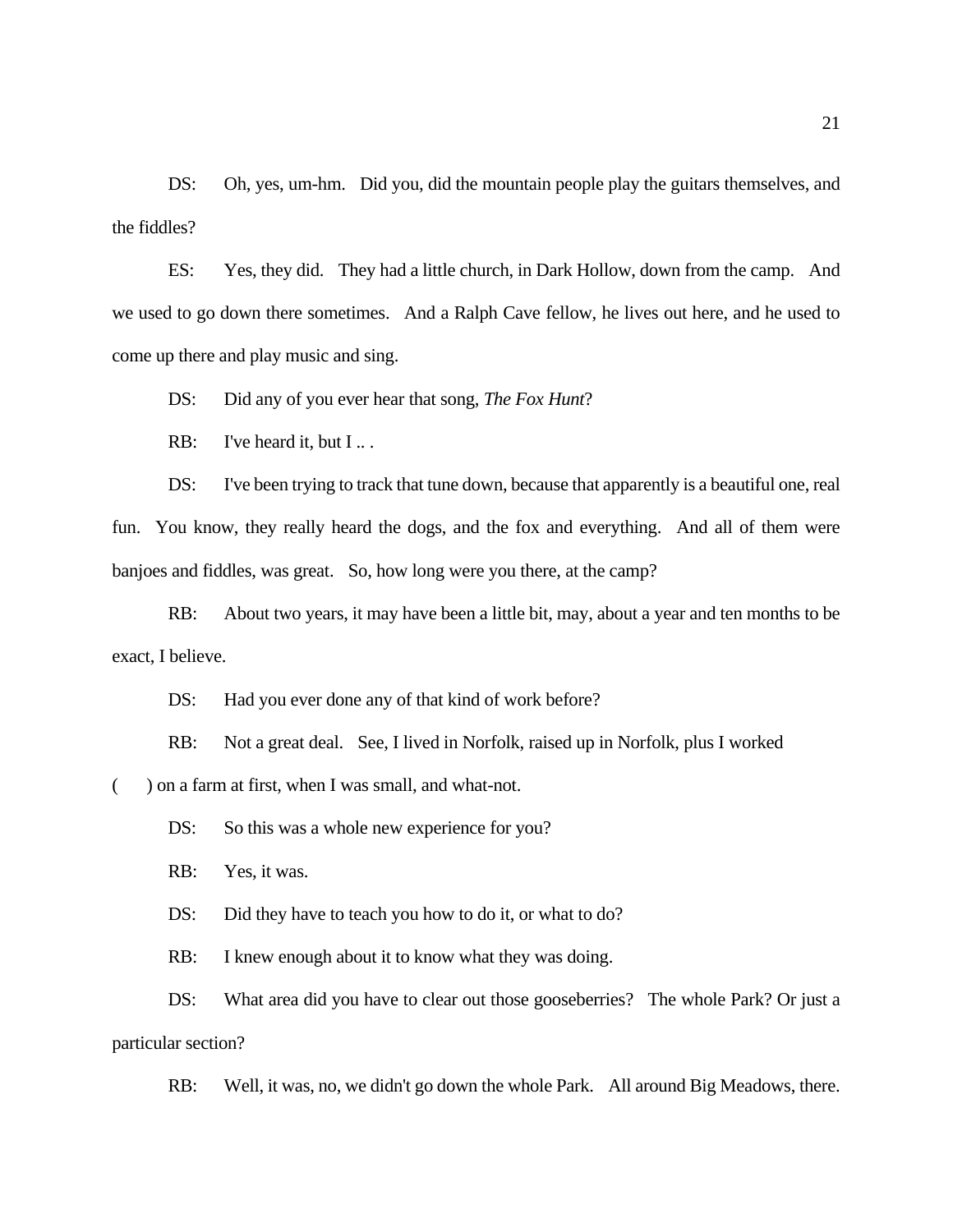DS: Oh, yes, um-hm. Did you, did the mountain people play the guitars themselves, and the fiddles?

ES: Yes, they did. They had a little church, in Dark Hollow, down from the camp. And we used to go down there sometimes. And a Ralph Cave fellow, he lives out here, and he used to come up there and play music and sing.

DS: Did any of you ever hear that song, *The Fox Hunt*?

RB: I've heard it, but I .. .

DS: I've been trying to track that tune down, because that apparently is a beautiful one, real fun. You know, they really heard the dogs, and the fox and everything. And all of them were banjoes and fiddles, was great. So, how long were you there, at the camp?

RB: About two years, it may have been a little bit, may, about a year and ten months to be exact, I believe.

DS: Had you ever done any of that kind of work before?

RB: Not a great deal. See, I lived in Norfolk, raised up in Norfolk, plus I worked ( ) on a farm at first, when I was small, and what-not.

DS: So this was a whole new experience for you?

RB: Yes, it was.

DS: Did they have to teach you how to do it, or what to do?

RB: I knew enough about it to know what they was doing.

DS: What area did you have to clear out those gooseberries? The whole Park? Or just a particular section?

RB: Well, it was, no, we didn't go down the whole Park. All around Big Meadows, there.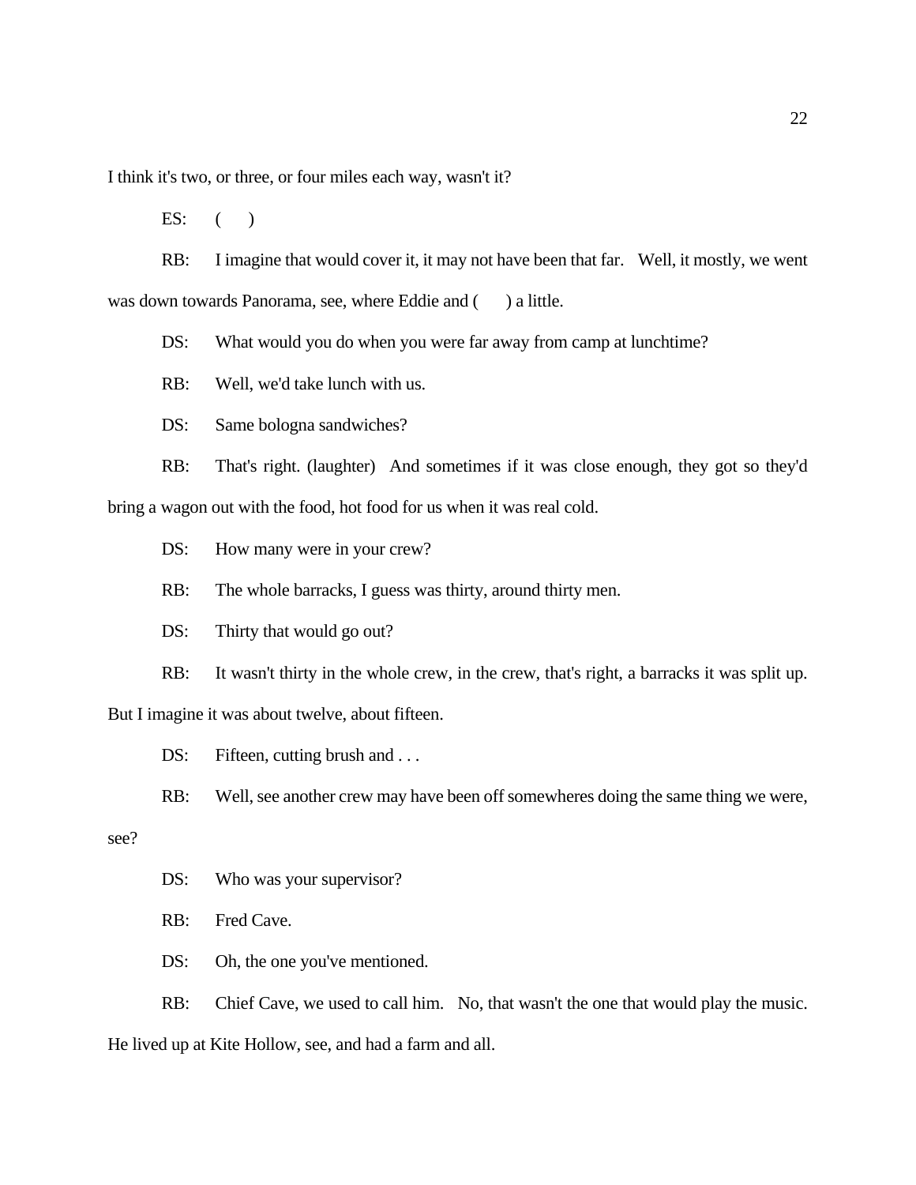I think it's two, or three, or four miles each way, wasn't it?

ES: (  )

RB: I imagine that would cover it, it may not have been that far. Well, it mostly, we went was down towards Panorama, see, where Eddie and (  ) a little.

DS: What would you do when you were far away from camp at lunchtime?

RB: Well, we'd take lunch with us.

DS: Same bologna sandwiches?

RB: That's right. (laughter) And sometimes if it was close enough, they got so they'd bring a wagon out with the food, hot food for us when it was real cold.

DS: How many were in your crew?

RB: The whole barracks, I guess was thirty, around thirty men.

DS: Thirty that would go out?

RB: It wasn't thirty in the whole crew, in the crew, that's right, a barracks it was split up. But I imagine it was about twelve, about fifteen.

DS: Fifteen, cutting brush and . . .

RB: Well, see another crew may have been off somewheres doing the same thing we were, see?

DS: Who was your supervisor?

RB: Fred Cave.

DS: Oh, the one you've mentioned.

RB: Chief Cave, we used to call him. No, that wasn't the one that would play the music. He lived up at Kite Hollow, see, and had a farm and all.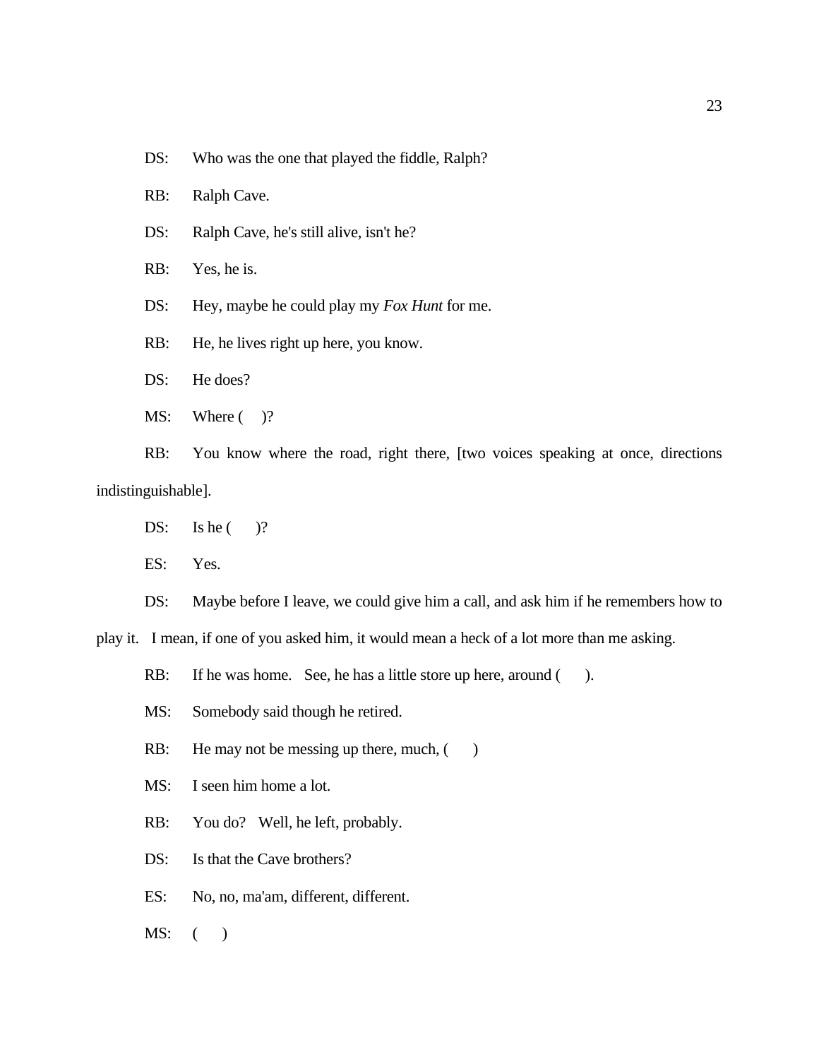DS: Who was the one that played the fiddle, Ralph?

RB: Ralph Cave.

DS: Ralph Cave, he's still alive, isn't he?

RB: Yes, he is.

DS: Hey, maybe he could play my *Fox Hunt* for me.

RB: He, he lives right up here, you know.

DS: He does?

MS: Where (     )?

RB: You know where the road, right there, [two voices speaking at once, directions indistinguishable].

DS: Is he (     )?

ES: Yes.

DS: Maybe before I leave, we could give him a call, and ask him if he remembers how to play it. I mean, if one of you asked him, it would mean a heck of a lot more than me asking.

RB: If he was home. See, he has a little store up here, around (     ).

MS: Somebody said though he retired.

RB: He may not be messing up there, much, (     )

MS: I seen him home a lot.

RB: You do? Well, he left, probably.

DS: Is that the Cave brothers?

ES: No, no, ma'am, different, different.

MS: (     )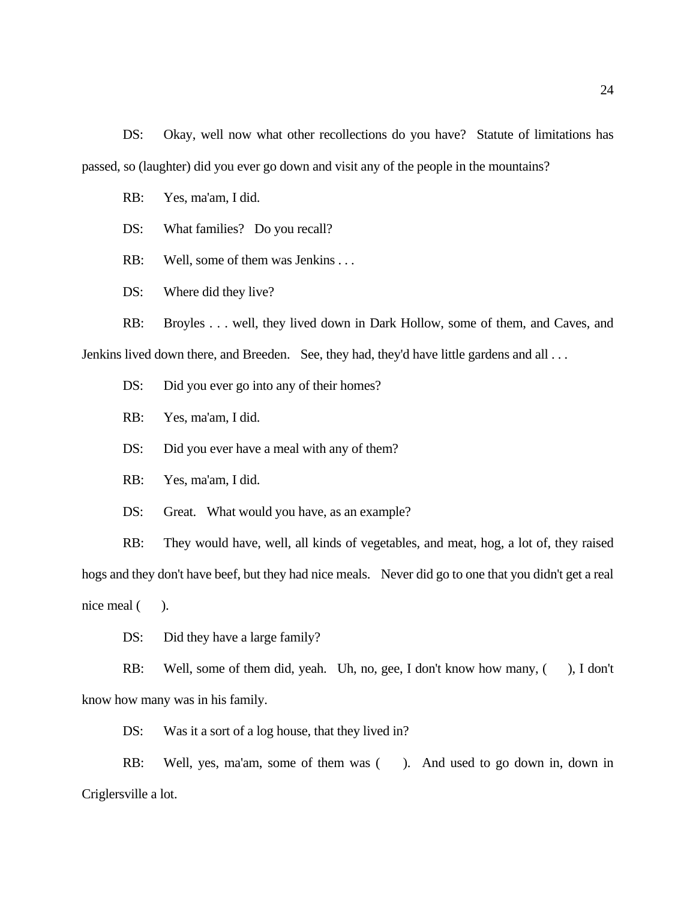DS: Okay, well now what other recollections do you have? Statute of limitations has passed, so (laughter) did you ever go down and visit any of the people in the mountains?

RB: Yes, ma'am, I did.

DS: What families? Do you recall?

RB: Well, some of them was Jenkins . . .

DS: Where did they live?

RB: Broyles . . . well, they lived down in Dark Hollow, some of them, and Caves, and Jenkins lived down there, and Breeden. See, they had, they'd have little gardens and all . . .

DS: Did you ever go into any of their homes?

RB: Yes, ma'am, I did.

DS: Did you ever have a meal with any of them?

RB: Yes, ma'am, I did.

DS: Great. What would you have, as an example?

RB: They would have, well, all kinds of vegetables, and meat, hog, a lot of, they raised hogs and they don't have beef, but they had nice meals. Never did go to one that you didn't get a real nice meal ( ).

DS: Did they have a large family?

RB: Well, some of them did, yeah. Uh, no, gee, I don't know how many, ( ), I don't know how many was in his family.

DS: Was it a sort of a log house, that they lived in?

RB: Well, yes, ma'am, some of them was ( ). And used to go down in, down in Criglersville a lot.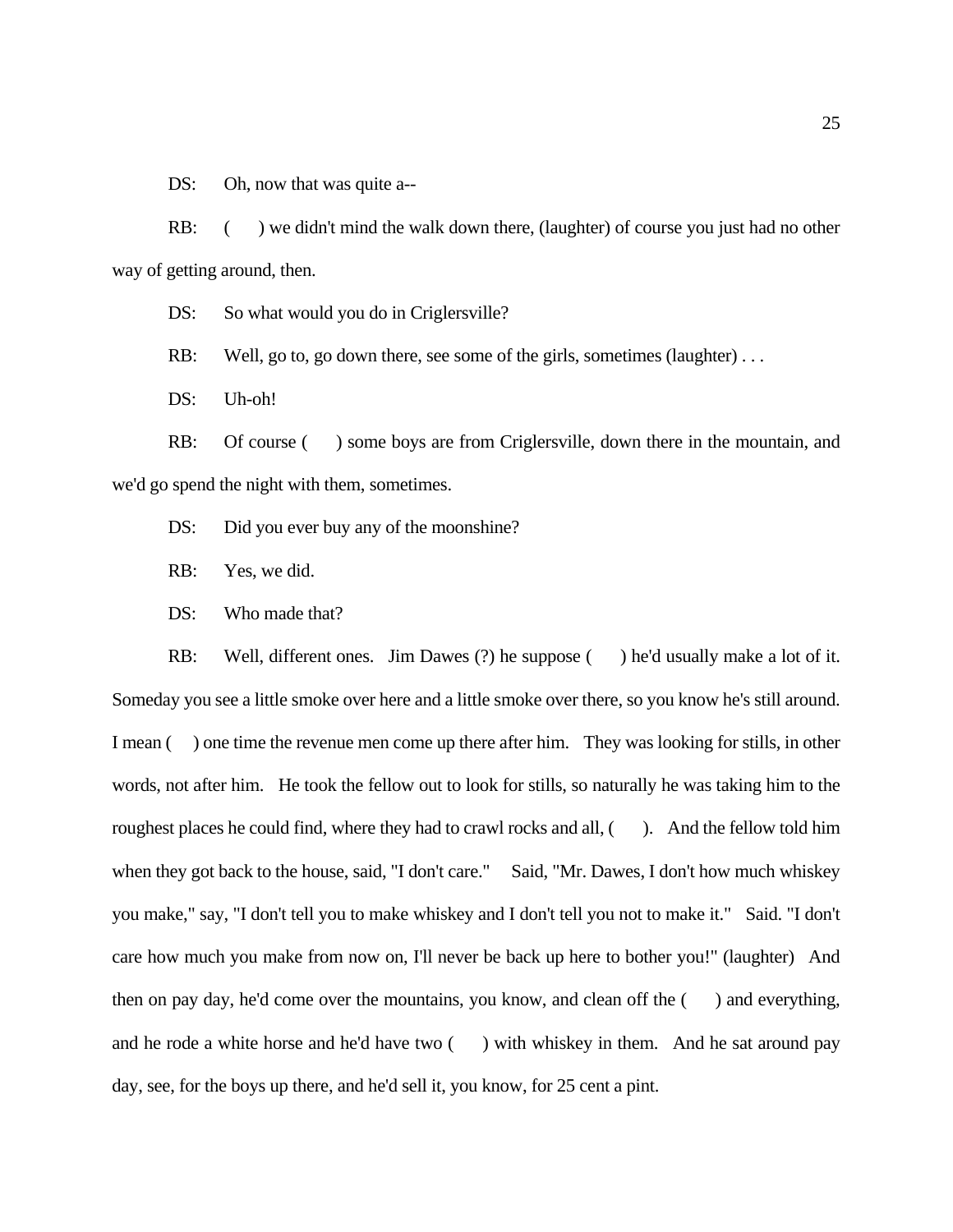DS: Oh, now that was quite a--

RB: (  ) we didn't mind the walk down there, (laughter) of course you just had no other way of getting around, then.

DS: So what would you do in Criglersville?

RB: Well, go to, go down there, see some of the girls, sometimes (laughter) . . .

DS: Uh-oh!

RB: Of course (  ) some boys are from Criglersville, down there in the mountain, and we'd go spend the night with them, sometimes.

DS: Did you ever buy any of the moonshine?

RB: Yes, we did.

DS: Who made that?

RB: Well, different ones. Jim Dawes (?) he suppose (  ) he'd usually make a lot of it. Someday you see a little smoke over here and a little smoke over there, so you know he's still around. I mean (  ) one time the revenue men come up there after him. They was looking for stills, in other words, not after him. He took the fellow out to look for stills, so naturally he was taking him to the roughest places he could find, where they had to crawl rocks and all, (  ). And the fellow told him when they got back to the house, said, "I don't care." Said, "Mr. Dawes, I don't how much whiskey you make," say, "I don't tell you to make whiskey and I don't tell you not to make it." Said. "I don't care how much you make from now on, I'll never be back up here to bother you!" (laughter) And then on pay day, he'd come over the mountains, you know, and clean off the (  ) and everything, and he rode a white horse and he'd have two (  ) with whiskey in them. And he sat around pay day, see, for the boys up there, and he'd sell it, you know, for 25 cent a pint.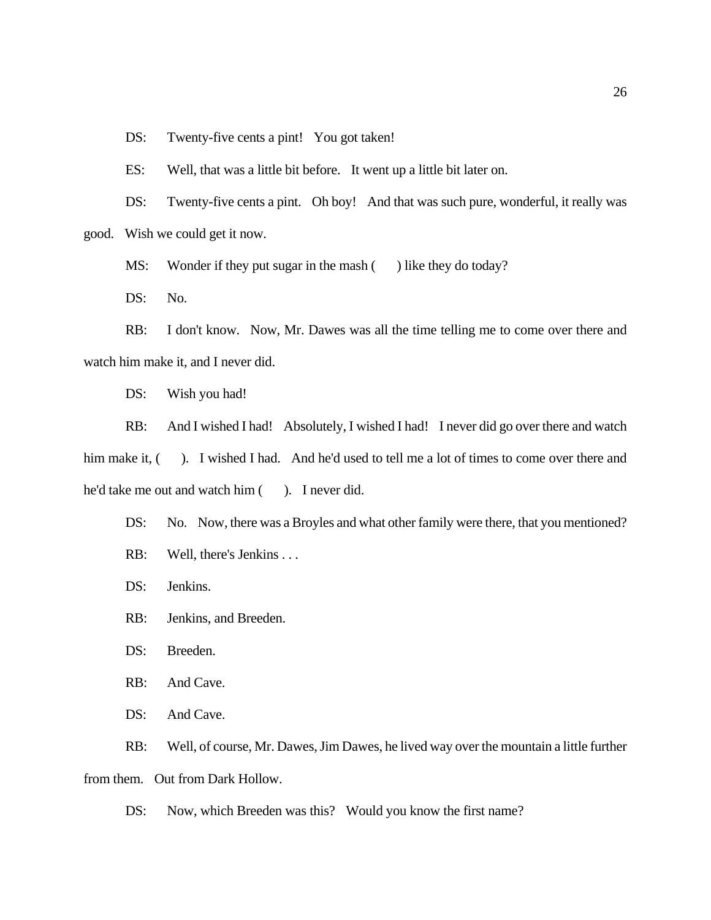DS: Twenty-five cents a pint! You got taken!

ES: Well, that was a little bit before. It went up a little bit later on.

DS: Twenty-five cents a pint. Oh boy! And that was such pure, wonderful, it really was good. Wish we could get it now.

MS: Wonder if they put sugar in the mash (     ) like they do today?

DS: No.

RB: I don't know. Now, Mr. Dawes was all the time telling me to come over there and watch him make it, and I never did.

DS: Wish you had!

RB: And I wished I had! Absolutely, I wished I had! I never did go over there and watch him make it, (     ). I wished I had. And he'd used to tell me a lot of times to come over there and he'd take me out and watch him (     ). I never did.

DS: No. Now, there was a Broyles and what other family were there, that you mentioned?

RB: Well, there's Jenkins . . .

DS: Jenkins.

RB: Jenkins, and Breeden.

DS: Breeden.

RB: And Cave.

DS: And Cave.

RB: Well, of course, Mr. Dawes, Jim Dawes, he lived way over the mountain a little further from them. Out from Dark Hollow.

DS: Now, which Breeden was this? Would you know the first name?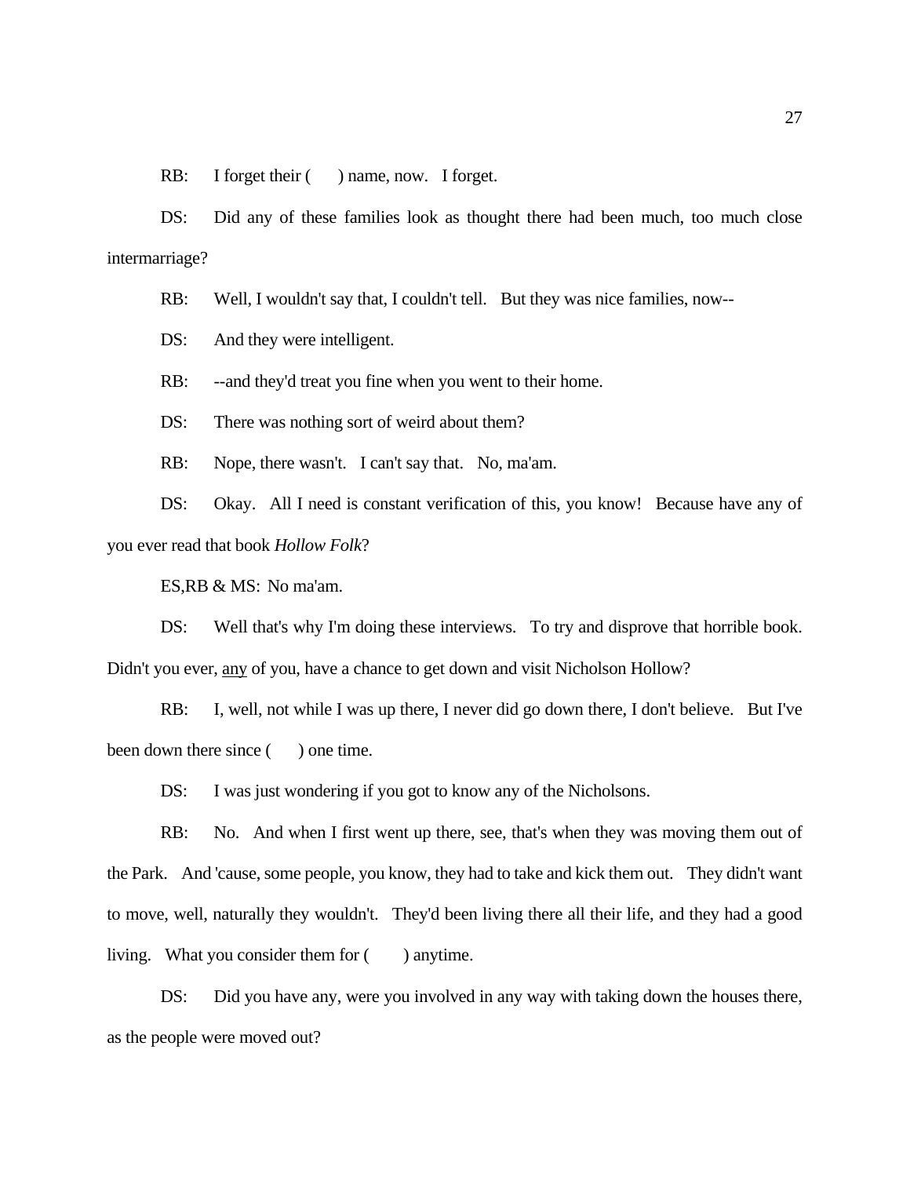RB: I forget their ( ) name, now. I forget.

DS: Did any of these families look as thought there had been much, too much close intermarriage?

RB: Well, I wouldn't say that, I couldn't tell. But they was nice families, now--

DS: And they were intelligent.

RB: --and they'd treat you fine when you went to their home.

DS: There was nothing sort of weird about them?

RB: Nope, there wasn't. I can't say that. No, ma'am.

DS: Okay. All I need is constant verification of this, you know! Because have any of you ever read that book *Hollow Folk*?

ES,RB & MS: No ma'am.

DS: Well that's why I'm doing these interviews. To try and disprove that horrible book. Didn't you ever, <u>any</u> of you, have a chance to get down and visit Nicholson Hollow?

RB: I, well, not while I was up there, I never did go down there, I don't believe. But I've been down there since ( ) one time.

DS: I was just wondering if you got to know any of the Nicholsons.

RB: No. And when I first went up there, see, that's when they was moving them out of the Park. And 'cause, some people, you know, they had to take and kick them out. They didn't want to move, well, naturally they wouldn't. They'd been living there all their life, and they had a good living. What you consider them for ( ) anytime.

DS: Did you have any, were you involved in any way with taking down the houses there, as the people were moved out?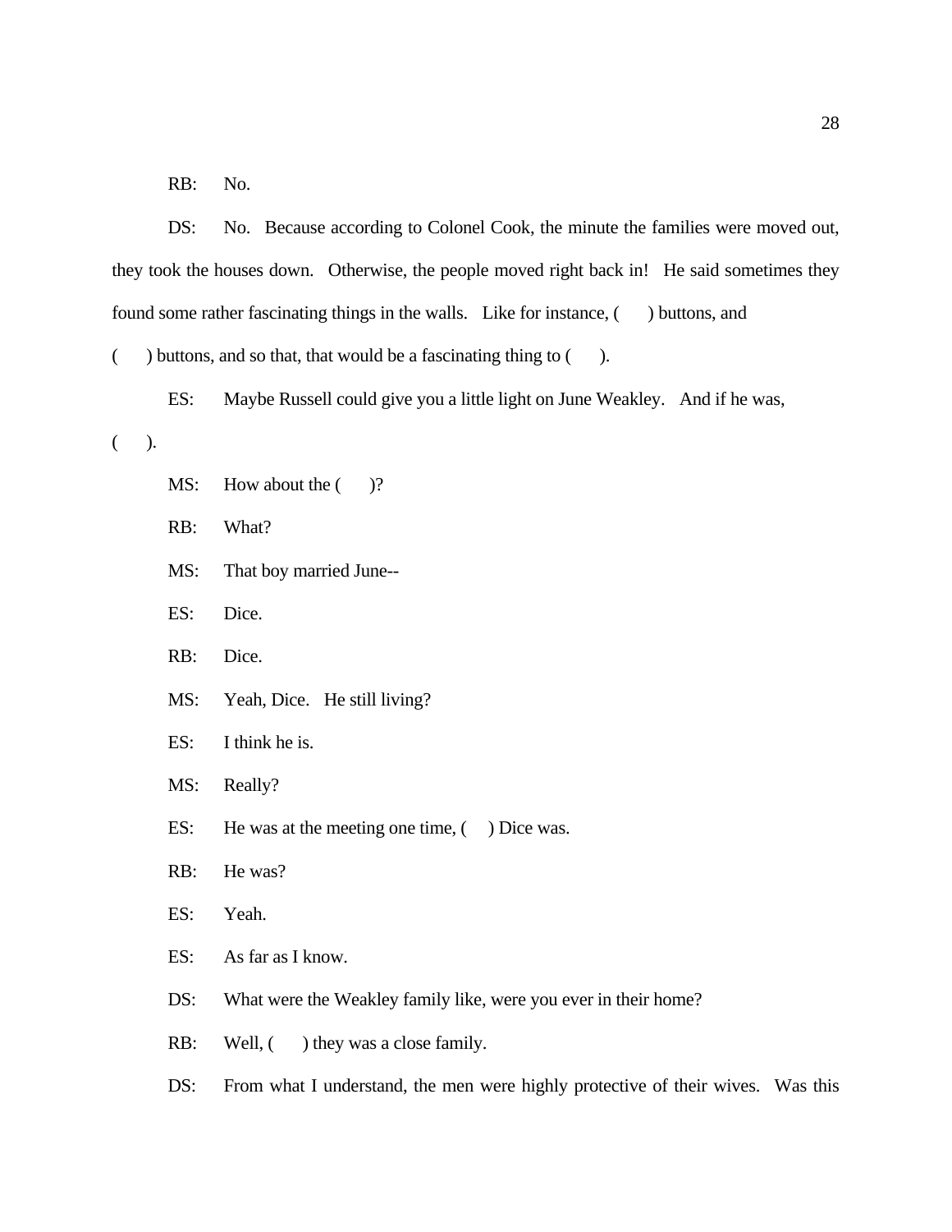RB: No.

DS: No. Because according to Colonel Cook, the minute the families were moved out, they took the houses down. Otherwise, the people moved right back in! He said sometimes they found some rather fascinating things in the walls. Like for instance, ( ) buttons, and ( ) buttons, and so that, that would be a fascinating thing to ( ).

ES: Maybe Russell could give you a little light on June Weakley. And if he was, ( ).

MS: How about the ( )?

RB: What?

MS: That boy married June--

ES: Dice.

RB: Dice.

MS: Yeah, Dice. He still living?

ES: I think he is.

MS: Really?

ES: He was at the meeting one time, ( ) Dice was.

RB: He was?

ES: Yeah.

ES: As far as I know.

DS: What were the Weakley family like, were you ever in their home?

RB: Well, ( ) they was a close family.

DS: From what I understand, the men were highly protective of their wives. Was this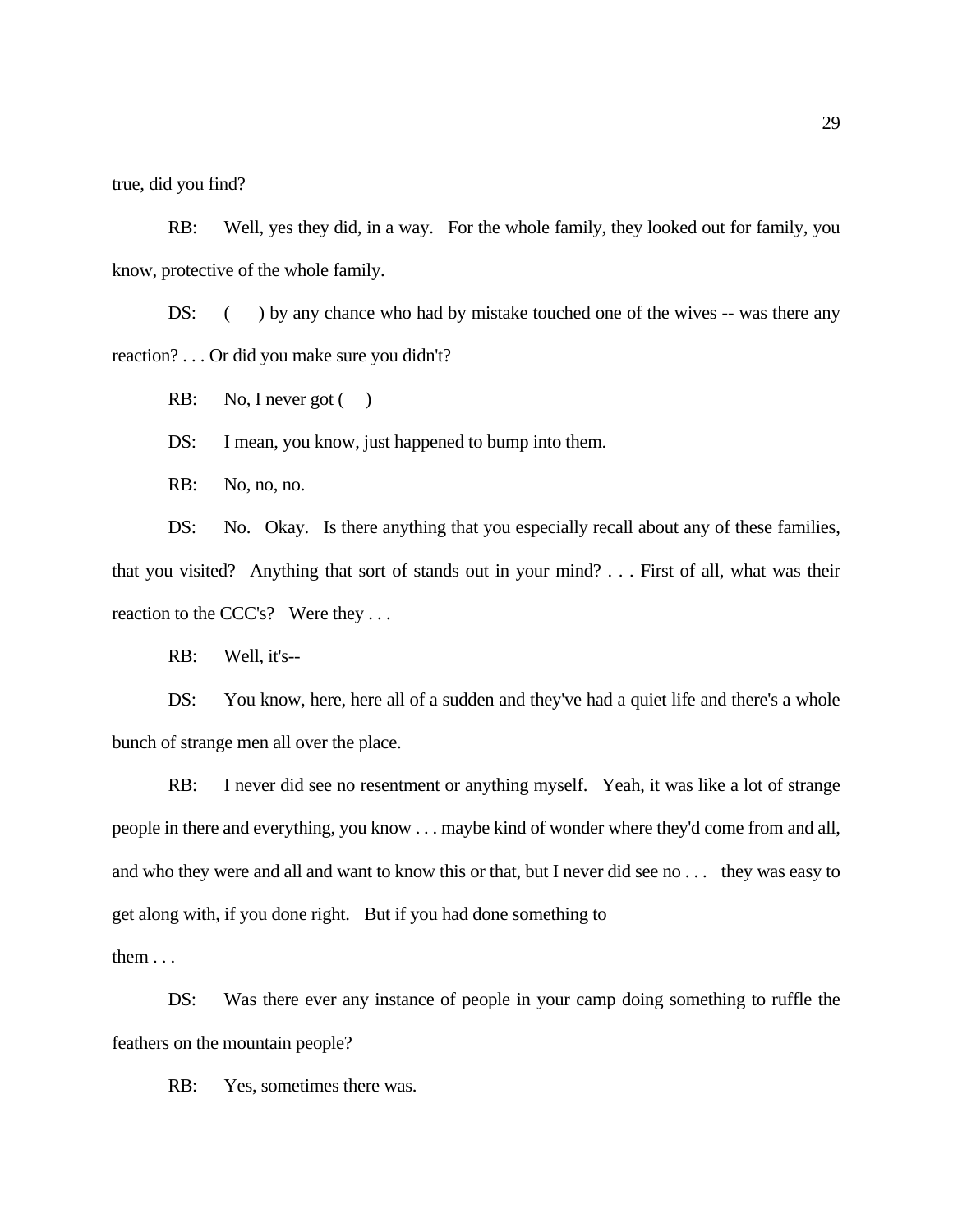true, did you find?

RB: Well, yes they did, in a way. For the whole family, they looked out for family, you know, protective of the whole family.

DS: (  ) by any chance who had by mistake touched one of the wives -- was there any reaction? . . . Or did you make sure you didn't?

RB: No, I never got (  )

DS: I mean, you know, just happened to bump into them.

RB: No, no, no.

DS: No. Okay. Is there anything that you especially recall about any of these families, that you visited? Anything that sort of stands out in your mind? . . . First of all, what was their reaction to the CCC's? Were they . . .

RB: Well, it's--

DS: You know, here, here all of a sudden and they've had a quiet life and there's a whole bunch of strange men all over the place.

RB: I never did see no resentment or anything myself. Yeah, it was like a lot of strange people in there and everything, you know . . . maybe kind of wonder where they'd come from and all, and who they were and all and want to know this or that, but I never did see no . . . they was easy to get along with, if you done right. But if you had done something to them . . .

DS: Was there ever any instance of people in your camp doing something to ruffle the feathers on the mountain people?

RB: Yes, sometimes there was.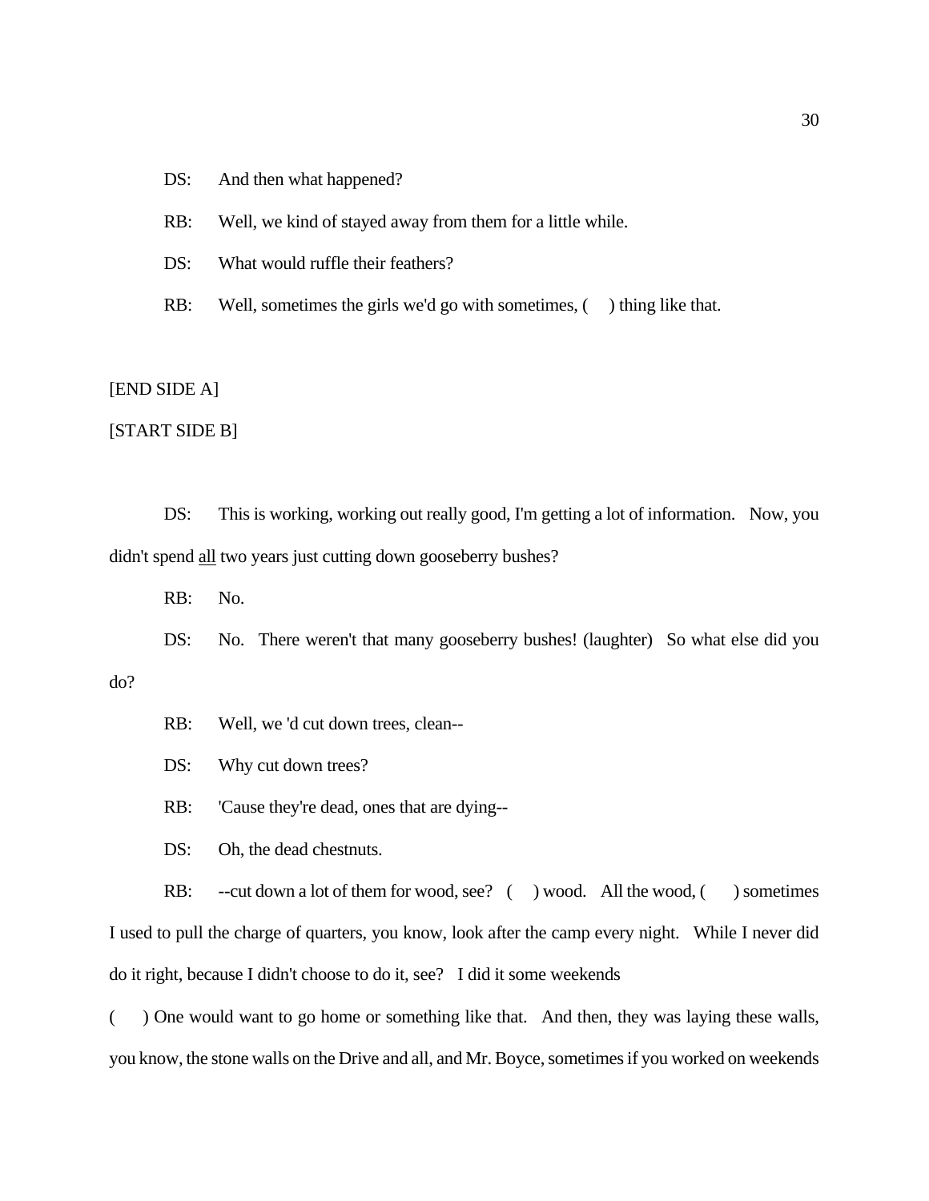DS: And then what happened?

RB: Well, we kind of stayed away from them for a little while.

DS: What would ruffle their feathers?

RB: Well, sometimes the girls we'd go with sometimes, (  ) thing like that.

[END SIDE A]

[START SIDE B]

DS: This is working, working out really good, I'm getting a lot of information. Now, you didn't spend <u>all</u> two years just cutting down gooseberry bushes?

RB: No.

DS: No. There weren't that many gooseberry bushes! (laughter) So what else did you do?

RB: Well, we 'd cut down trees, clean--

DS: Why cut down trees?

RB: 'Cause they're dead, ones that are dying--

DS: Oh, the dead chestnuts.

RB: --cut down a lot of them for wood, see? (  ) wood. All the wood, (  ) sometimes I used to pull the charge of quarters, you know, look after the camp every night. While I never did do it right, because I didn't choose to do it, see? I did it some weekends (  ) One would want to go home or something like that. And then, they was laying these walls, you know, the stone walls on the Drive and all, and Mr. Boyce, sometimes if you worked on weekends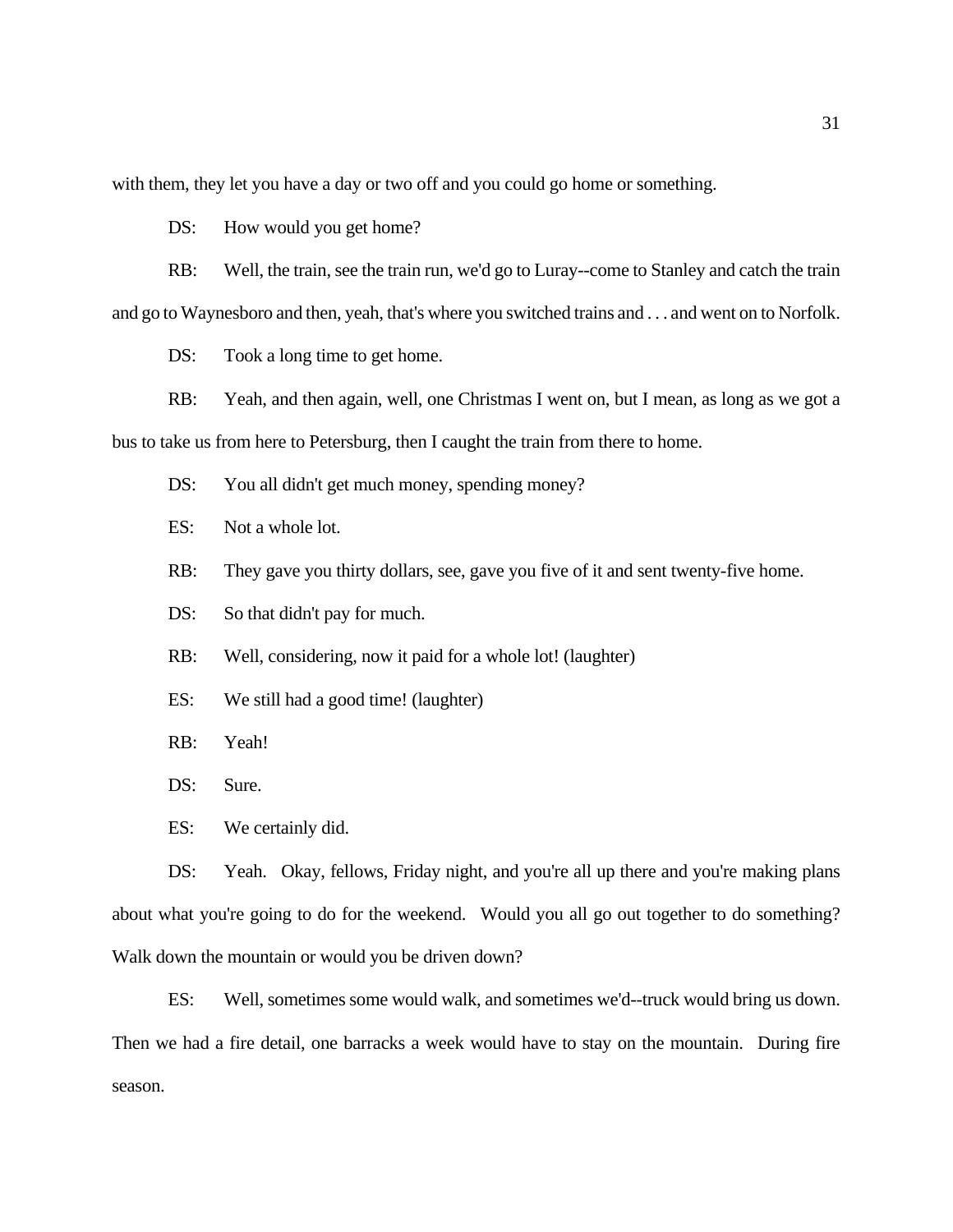with them, they let you have a day or two off and you could go home or something.

DS: How would you get home?

RB: Well, the train, see the train run, we'd go to Luray--come to Stanley and catch the train and go to Waynesboro and then, yeah, that's where you switched trains and . . . and went on to Norfolk.

DS: Took a long time to get home.

RB: Yeah, and then again, well, one Christmas I went on, but I mean, as long as we got a bus to take us from here to Petersburg, then I caught the train from there to home.

DS: You all didn't get much money, spending money?

ES: Not a whole lot.

RB: They gave you thirty dollars, see, gave you five of it and sent twenty-five home.

DS: So that didn't pay for much.

RB: Well, considering, now it paid for a whole lot! (laughter)

ES: We still had a good time! (laughter)

RB: Yeah!

DS: Sure.

ES: We certainly did.

DS: Yeah. Okay, fellows, Friday night, and you're all up there and you're making plans about what you're going to do for the weekend. Would you all go out together to do something? Walk down the mountain or would you be driven down?

ES: Well, sometimes some would walk, and sometimes we'd--truck would bring us down. Then we had a fire detail, one barracks a week would have to stay on the mountain. During fire season.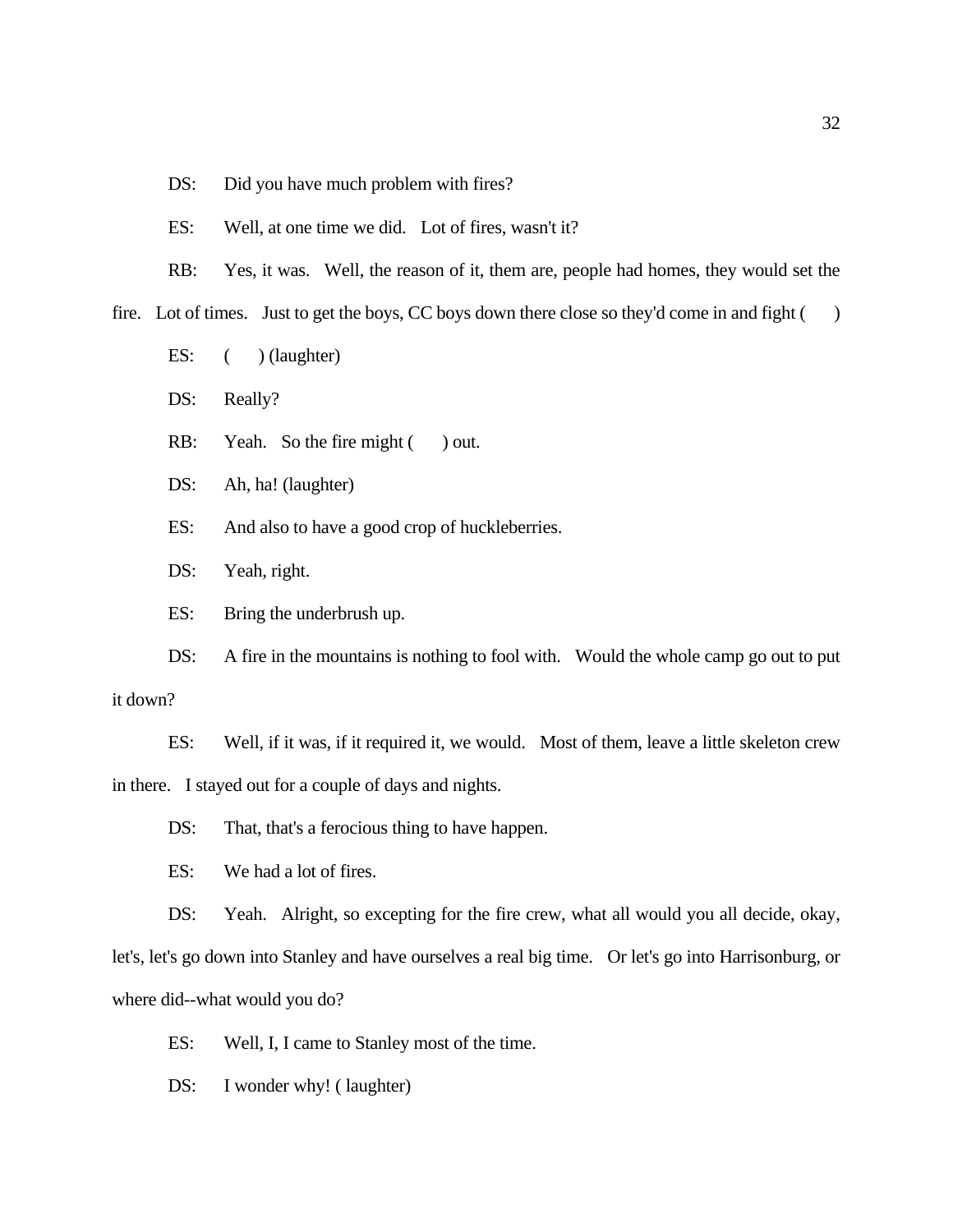DS: Did you have much problem with fires?

ES: Well, at one time we did. Lot of fires, wasn't it?

RB: Yes, it was. Well, the reason of it, them are, people had homes, they would set the fire. Lot of times. Just to get the boys, CC boys down there close so they'd come in and fight (   )

ES: (   ) (laughter)

DS: Really?

RB: Yeah. So the fire might (   ) out.

DS: Ah, ha! (laughter)

ES: And also to have a good crop of huckleberries.

DS: Yeah, right.

ES: Bring the underbrush up.

DS: A fire in the mountains is nothing to fool with. Would the whole camp go out to put it down?

ES: Well, if it was, if it required it, we would. Most of them, leave a little skeleton crew in there. I stayed out for a couple of days and nights.

DS: That, that's a ferocious thing to have happen.

ES: We had a lot of fires.

DS: Yeah. Alright, so excepting for the fire crew, what all would you all decide, okay, let's, let's go down into Stanley and have ourselves a real big time. Or let's go into Harrisonburg, or where did--what would you do?

ES: Well, I, I came to Stanley most of the time.

DS: I wonder why! ( laughter)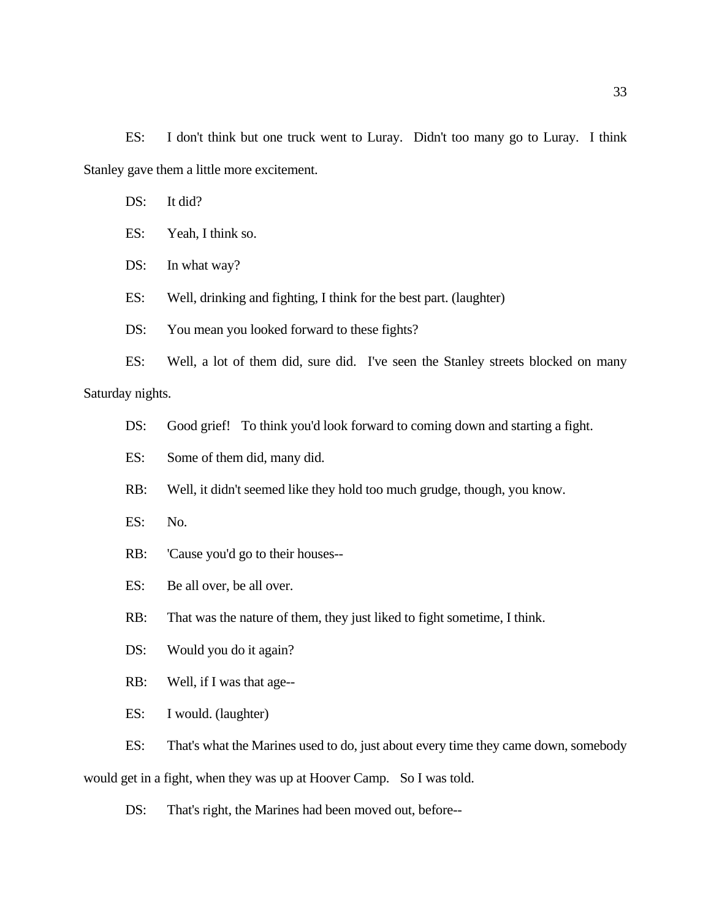ES: I don't think but one truck went to Luray. Didn't too many go to Luray. I think Stanley gave them a little more excitement.

DS: It did?

ES: Yeah, I think so.

DS: In what way?

ES: Well, drinking and fighting, I think for the best part. (laughter)

DS: You mean you looked forward to these fights?

ES: Well, a lot of them did, sure did. I've seen the Stanley streets blocked on many Saturday nights.

DS: Good grief! To think you'd look forward to coming down and starting a fight.

ES: Some of them did, many did.

RB: Well, it didn't seemed like they hold too much grudge, though, you know.

ES: No.

RB: 'Cause you'd go to their houses--

ES: Be all over, be all over.

RB: That was the nature of them, they just liked to fight sometime, I think.

DS: Would you do it again?

RB: Well, if I was that age--

ES: I would. (laughter)

ES: That's what the Marines used to do, just about every time they came down, somebody would get in a fight, when they was up at Hoover Camp. So I was told.

DS: That's right, the Marines had been moved out, before--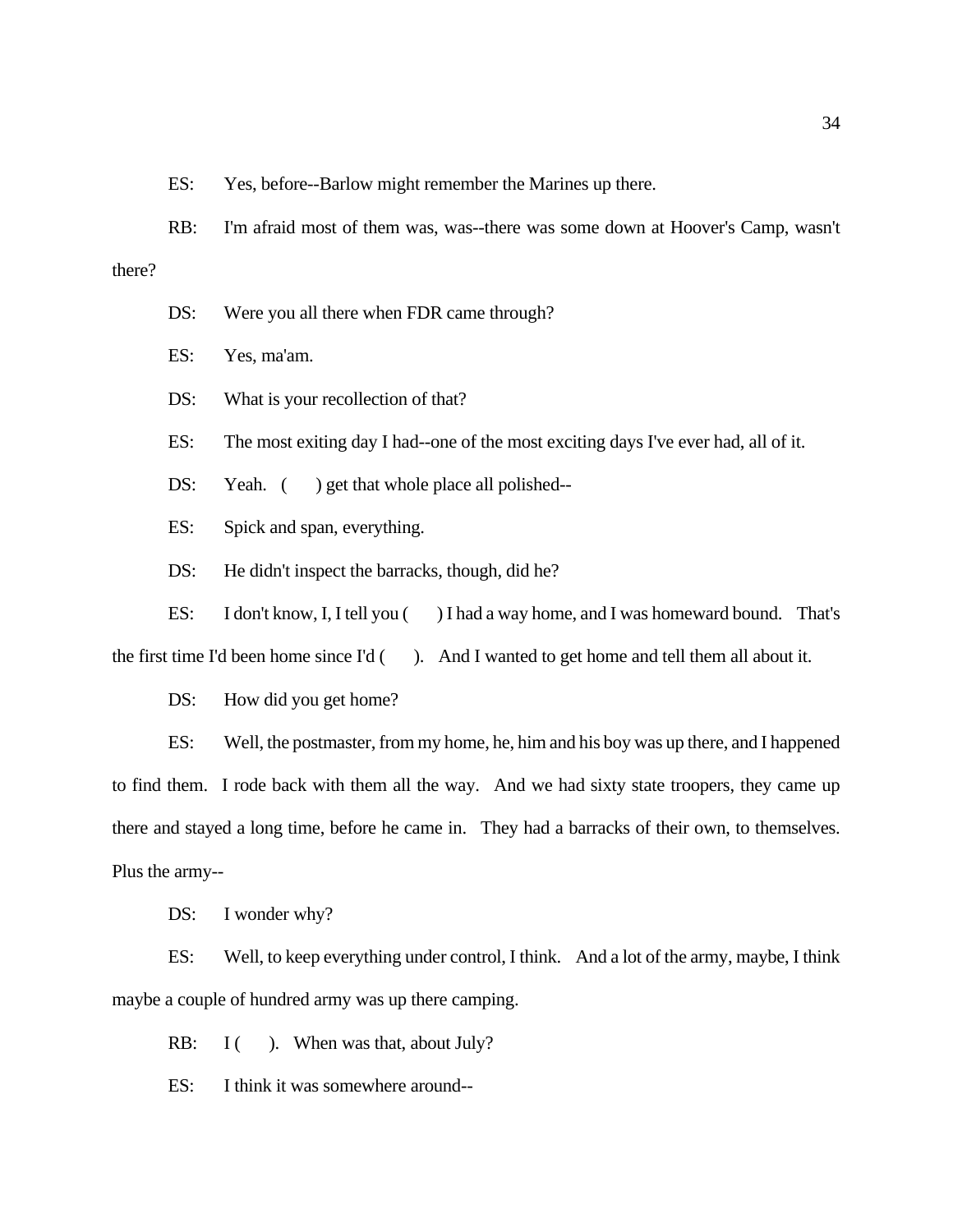ES: Yes, before--Barlow might remember the Marines up there.

RB: I'm afraid most of them was, was--there was some down at Hoover's Camp, wasn't there?

DS: Were you all there when FDR came through?

ES: Yes, ma'am.

DS: What is your recollection of that?

ES: The most exiting day I had--one of the most exciting days I've ever had, all of it.

DS: Yeah. ( ) get that whole place all polished--

ES: Spick and span, everything.

DS: He didn't inspect the barracks, though, did he?

ES: I don't know, I, I tell you ( ) I had a way home, and I was homeward bound. That's the first time I'd been home since I'd ( ). And I wanted to get home and tell them all about it.

DS: How did you get home?

ES: Well, the postmaster, from my home, he, him and his boy was up there, and I happened to find them. I rode back with them all the way. And we had sixty state troopers, they came up there and stayed a long time, before he came in. They had a barracks of their own, to themselves. Plus the army--

DS: I wonder why?

ES: Well, to keep everything under control, I think. And a lot of the army, maybe, I think maybe a couple of hundred army was up there camping.

RB: I ( ). When was that, about July?

ES: I think it was somewhere around--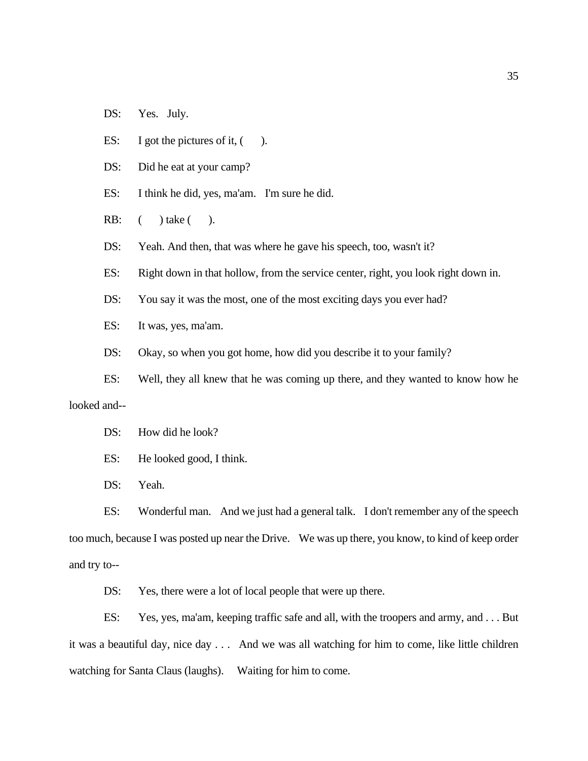DS: Yes. July.

ES: I got the pictures of it, ( ).

DS: Did he eat at your camp?

ES: I think he did, yes, ma'am. I'm sure he did.

RB: ( ) take ( ).

DS: Yeah. And then, that was where he gave his speech, too, wasn't it?

ES: Right down in that hollow, from the service center, right, you look right down in.

DS: You say it was the most, one of the most exciting days you ever had?

ES: It was, yes, ma'am.

DS: Okay, so when you got home, how did you describe it to your family?

ES: Well, they all knew that he was coming up there, and they wanted to know how he looked and--

DS: How did he look?

ES: He looked good, I think.

DS: Yeah.

ES: Wonderful man. And we just had a general talk. I don't remember any of the speech too much, because I was posted up near the Drive. We was up there, you know, to kind of keep order and try to--

DS: Yes, there were a lot of local people that were up there.

ES: Yes, yes, ma'am, keeping traffic safe and all, with the troopers and army, and . . . But it was a beautiful day, nice day . . . And we was all watching for him to come, like little children watching for Santa Claus (laughs). Waiting for him to come.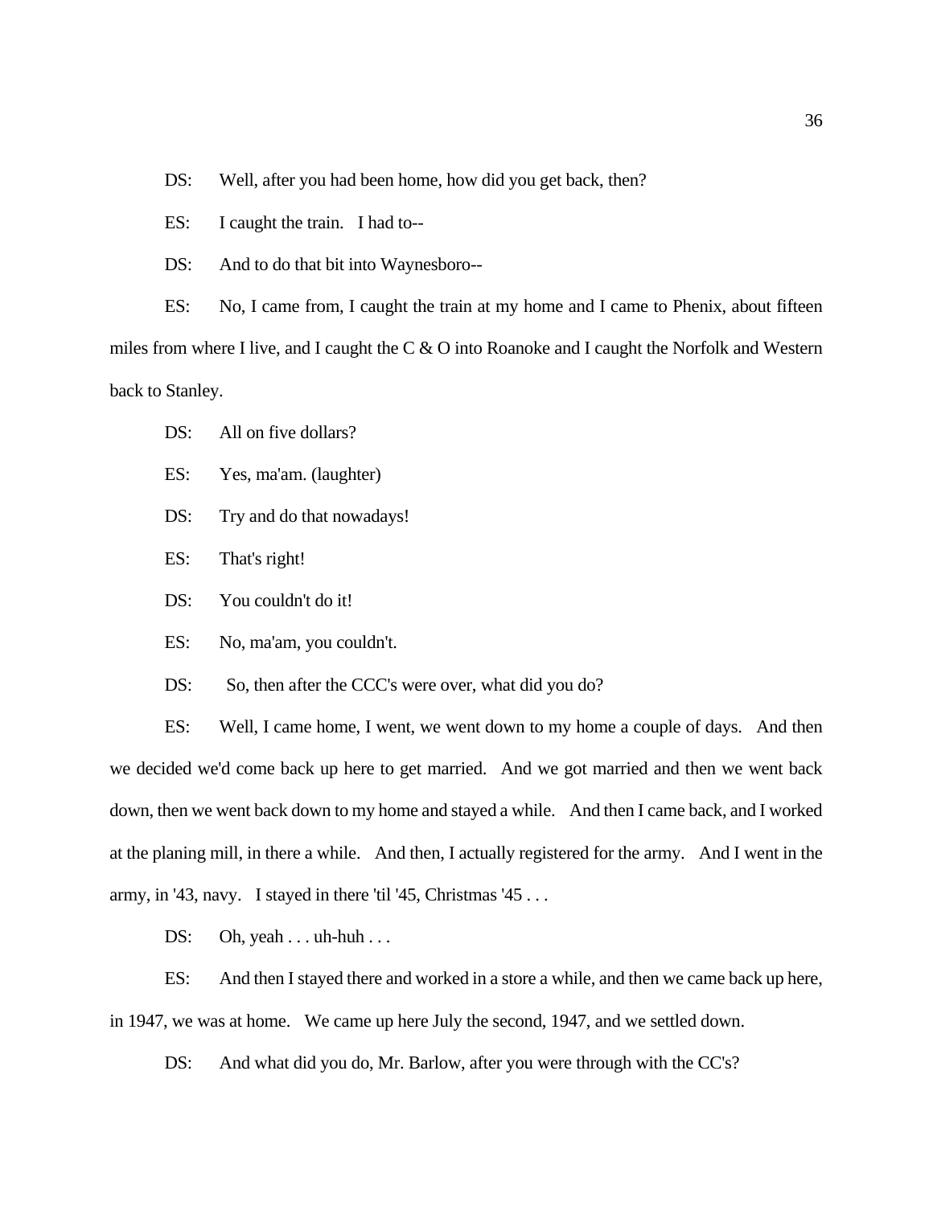DS: Well, after you had been home, how did you get back, then?

ES: I caught the train. I had to--

DS: And to do that bit into Waynesboro--

ES: No, I came from, I caught the train at my home and I came to Phenix, about fifteen miles from where I live, and I caught the C & O into Roanoke and I caught the Norfolk and Western back to Stanley.

DS: All on five dollars?

ES: Yes, ma'am. (laughter)

DS: Try and do that nowadays!

ES: That's right!

DS: You couldn't do it!

ES: No, ma'am, you couldn't.

DS: So, then after the CCC's were over, what did you do?

ES: Well, I came home, I went, we went down to my home a couple of days. And then we decided we'd come back up here to get married. And we got married and then we went back down, then we went back down to my home and stayed a while. And then I came back, and I worked at the planing mill, in there a while. And then, I actually registered for the army. And I went in the army, in '43, navy. I stayed in there 'til '45, Christmas '45 . . .

DS: Oh, yeah . . . uh-huh . . .

ES: And then I stayed there and worked in a store a while, and then we came back up here, in 1947, we was at home. We came up here July the second, 1947, and we settled down.

DS: And what did you do, Mr. Barlow, after you were through with the CC's?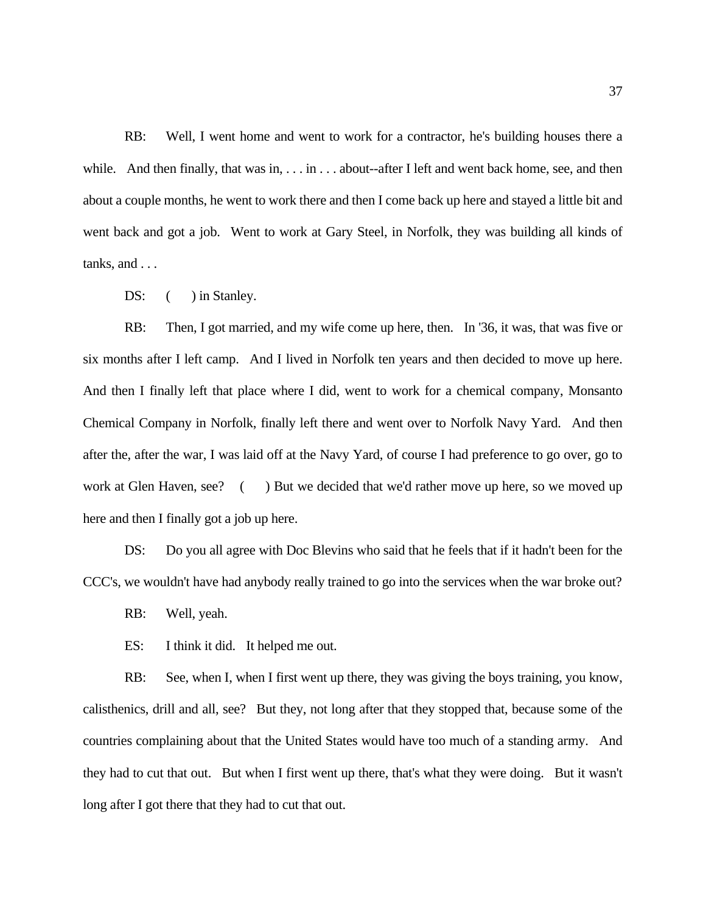RB: Well, I went home and went to work for a contractor, he's building houses there a while. And then finally, that was in, . . . in . . . about--after I left and went back home, see, and then about a couple months, he went to work there and then I come back up here and stayed a little bit and went back and got a job. Went to work at Gary Steel, in Norfolk, they was building all kinds of tanks, and . . .

DS: ( ) in Stanley.

RB: Then, I got married, and my wife come up here, then. In '36, it was, that was five or six months after I left camp. And I lived in Norfolk ten years and then decided to move up here. And then I finally left that place where I did, went to work for a chemical company, Monsanto Chemical Company in Norfolk, finally left there and went over to Norfolk Navy Yard. And then after the, after the war, I was laid off at the Navy Yard, of course I had preference to go over, go to work at Glen Haven, see? ( ) But we decided that we'd rather move up here, so we moved up here and then I finally got a job up here.

DS: Do you all agree with Doc Blevins who said that he feels that if it hadn't been for the CCC's, we wouldn't have had anybody really trained to go into the services when the war broke out?

RB: Well, yeah.

ES: I think it did. It helped me out.

RB: See, when I, when I first went up there, they was giving the boys training, you know, calisthenics, drill and all, see? But they, not long after that they stopped that, because some of the countries complaining about that the United States would have too much of a standing army. And they had to cut that out. But when I first went up there, that's what they were doing. But it wasn't long after I got there that they had to cut that out.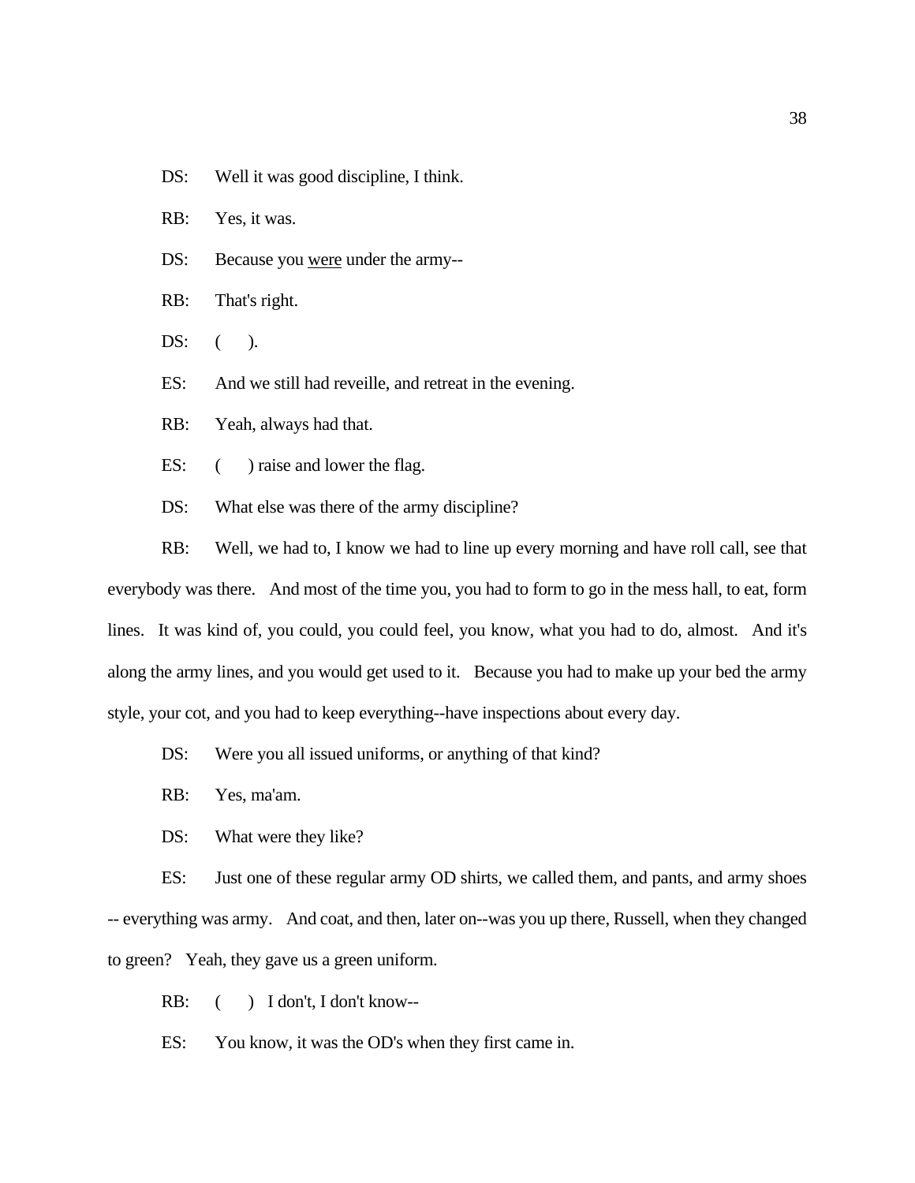DS: Well it was good discipline, I think.

RB: Yes, it was.

DS: Because you were under the army--

RB: That's right.

DS: ( ).

ES: And we still had reveille, and retreat in the evening.

RB: Yeah, always had that.

ES: ( ) raise and lower the flag.

DS: What else was there of the army discipline?

RB: Well, we had to, I know we had to line up every morning and have roll call, see that everybody was there. And most of the time you, you had to form to go in the mess hall, to eat, form lines. It was kind of, you could, you could feel, you know, what you had to do, almost. And it's along the army lines, and you would get used to it. Because you had to make up your bed the army style, your cot, and you had to keep everything--have inspections about every day.

DS: Were you all issued uniforms, or anything of that kind?

RB: Yes, ma'am.

DS: What were they like?

ES: Just one of these regular army OD shirts, we called them, and pants, and army shoes -- everything was army. And coat, and then, later on--was you up there, Russell, when they changed to green? Yeah, they gave us a green uniform.

RB: ( ) I don't, I don't know--

ES: You know, it was the OD's when they first came in.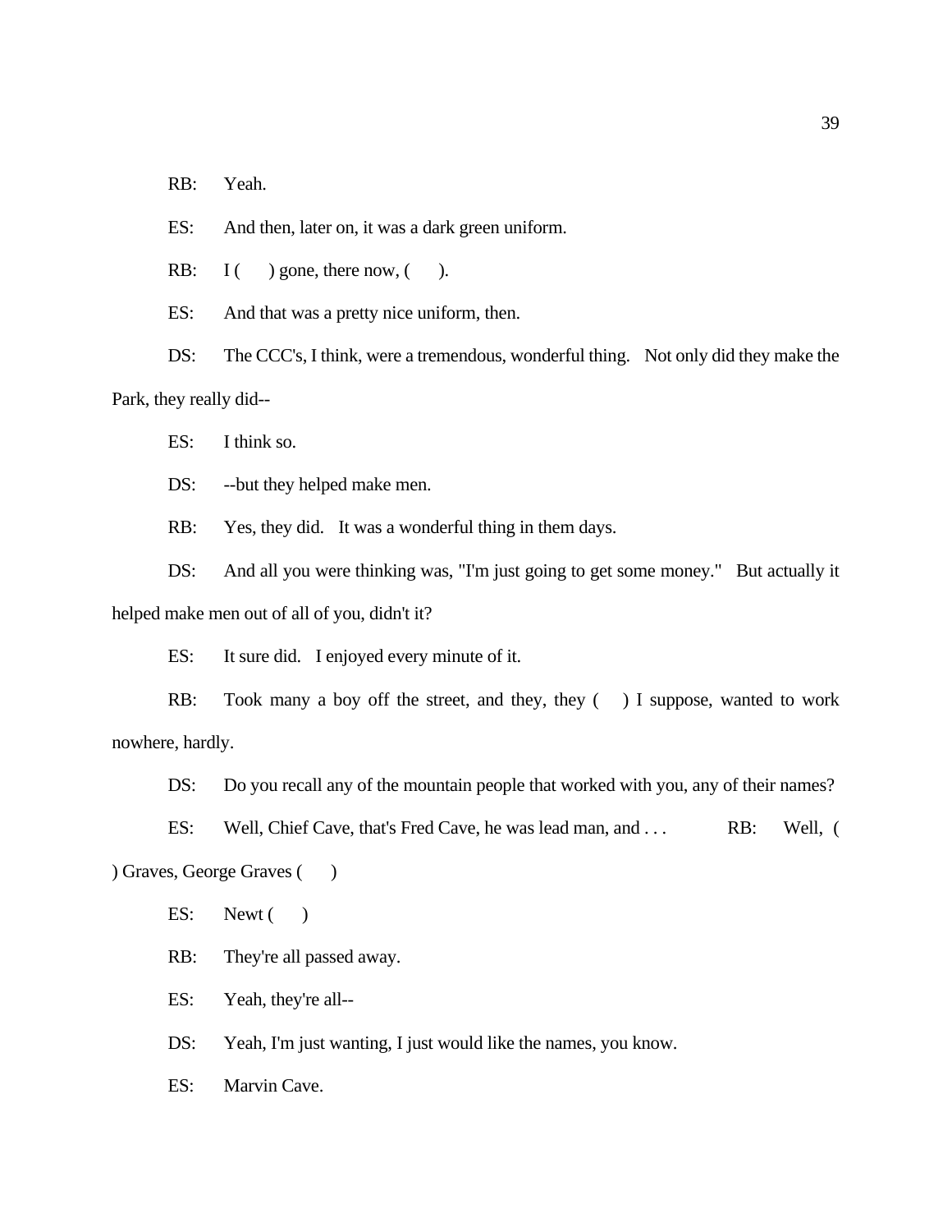RB: Yeah.

ES: And then, later on, it was a dark green uniform.

RB: I ( ) gone, there now, ( ).

ES: And that was a pretty nice uniform, then.

DS: The CCC's, I think, were a tremendous, wonderful thing. Not only did they make the Park, they really did--

ES: I think so.

DS: --but they helped make men.

RB: Yes, they did. It was a wonderful thing in them days.

DS: And all you were thinking was, "I'm just going to get some money." But actually it helped make men out of all of you, didn't it?

ES: It sure did. I enjoyed every minute of it.

RB: Took many a boy off the street, and they, they ( ) I suppose, wanted to work nowhere, hardly.

DS: Do you recall any of the mountain people that worked with you, any of their names?

ES: Well, Chief Cave, that's Fred Cave, he was lead man, and . . .

RB: Well, ( ) Graves, George Graves ( )

ES: Newt ( )

RB: They're all passed away.

ES: Yeah, they're all--

DS: Yeah, I'm just wanting, I just would like the names, you know.

ES: Marvin Cave.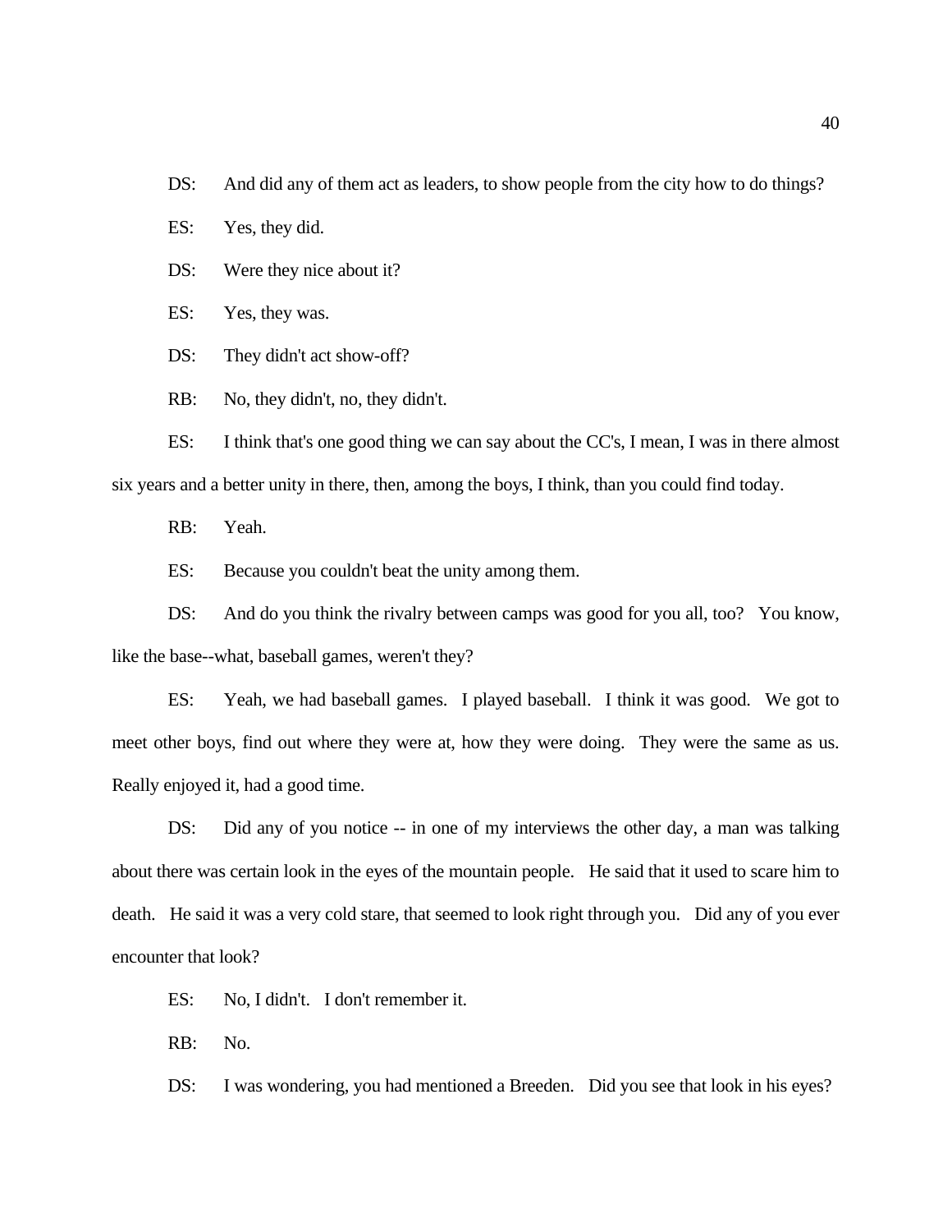DS: And did any of them act as leaders, to show people from the city how to do things?

ES: Yes, they did.

DS: Were they nice about it?

ES: Yes, they was.

DS: They didn't act show-off?

RB: No, they didn't, no, they didn't.

ES: I think that's one good thing we can say about the CC's, I mean, I was in there almost six years and a better unity in there, then, among the boys, I think, than you could find today.

RB: Yeah.

ES: Because you couldn't beat the unity among them.

DS: And do you think the rivalry between camps was good for you all, too? You know, like the base--what, baseball games, weren't they?

ES: Yeah, we had baseball games. I played baseball. I think it was good. We got to meet other boys, find out where they were at, how they were doing. They were the same as us. Really enjoyed it, had a good time.

DS: Did any of you notice -- in one of my interviews the other day, a man was talking about there was certain look in the eyes of the mountain people. He said that it used to scare him to death. He said it was a very cold stare, that seemed to look right through you. Did any of you ever encounter that look?

ES: No, I didn't. I don't remember it.

RB: No.

DS: I was wondering, you had mentioned a Breeden. Did you see that look in his eyes?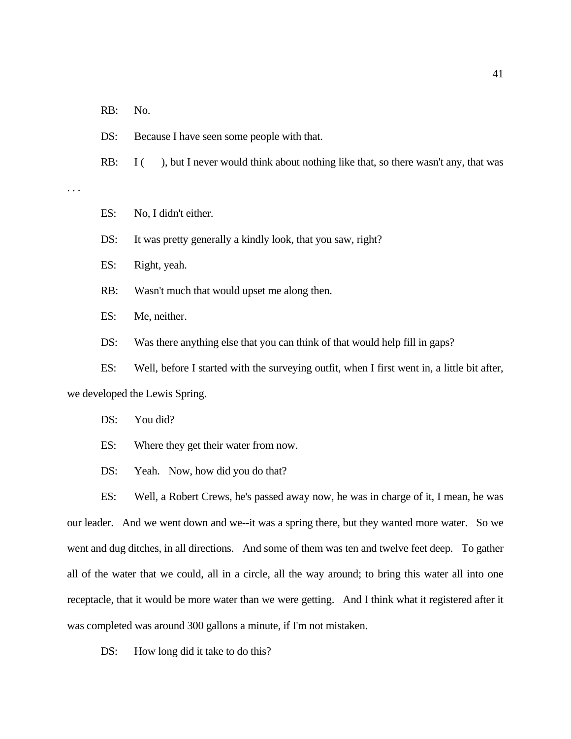RB: No.

DS: Because I have seen some people with that.

RB: I (  ), but I never would think about nothing like that, so there wasn't any, that was . . .

ES: No, I didn't either.

DS: It was pretty generally a kindly look, that you saw, right?

ES: Right, yeah.

RB: Wasn't much that would upset me along then.

ES: Me, neither.

DS: Was there anything else that you can think of that would help fill in gaps?

ES: Well, before I started with the surveying outfit, when I first went in, a little bit after, we developed the Lewis Spring.

DS: You did?

ES: Where they get their water from now.

DS: Yeah. Now, how did you do that?

ES: Well, a Robert Crews, he's passed away now, he was in charge of it, I mean, he was our leader. And we went down and we--it was a spring there, but they wanted more water. So we went and dug ditches, in all directions. And some of them was ten and twelve feet deep. To gather all of the water that we could, all in a circle, all the way around; to bring this water all into one receptacle, that it would be more water than we were getting. And I think what it registered after it was completed was around 300 gallons a minute, if I'm not mistaken.

DS: How long did it take to do this?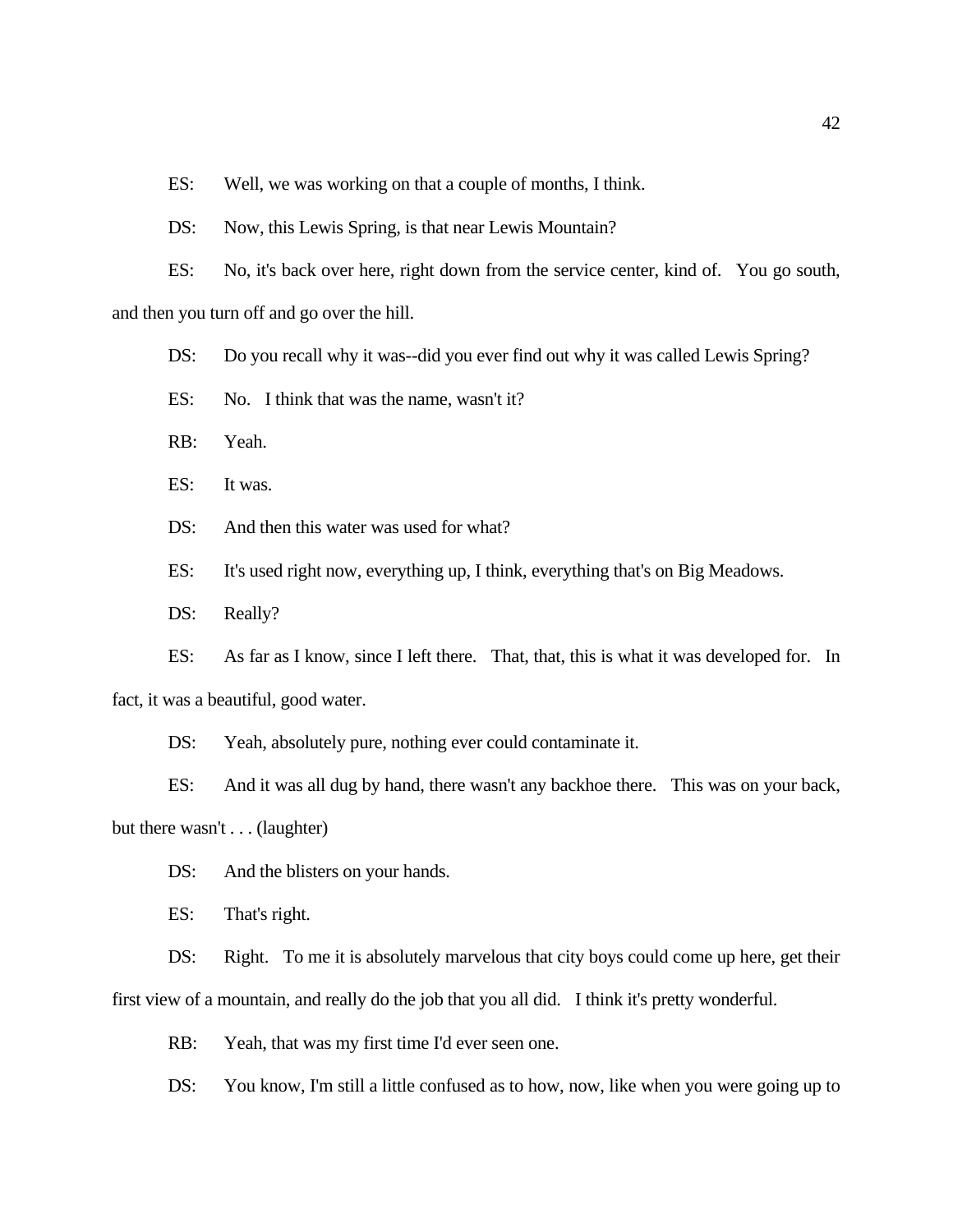ES: Well, we was working on that a couple of months, I think.

DS: Now, this Lewis Spring, is that near Lewis Mountain?

ES: No, it's back over here, right down from the service center, kind of. You go south, and then you turn off and go over the hill.

DS: Do you recall why it was--did you ever find out why it was called Lewis Spring?

ES: No. I think that was the name, wasn't it?

RB: Yeah.

ES: It was.

DS: And then this water was used for what?

ES: It's used right now, everything up, I think, everything that's on Big Meadows.

DS: Really?

ES: As far as I know, since I left there. That, that, this is what it was developed for. In fact, it was a beautiful, good water.

DS: Yeah, absolutely pure, nothing ever could contaminate it.

ES: And it was all dug by hand, there wasn't any backhoe there. This was on your back, but there wasn't . . . (laughter)

DS: And the blisters on your hands.

ES: That's right.

DS: Right. To me it is absolutely marvelous that city boys could come up here, get their first view of a mountain, and really do the job that you all did. I think it's pretty wonderful.

RB: Yeah, that was my first time I'd ever seen one.

DS: You know, I'm still a little confused as to how, now, like when you were going up to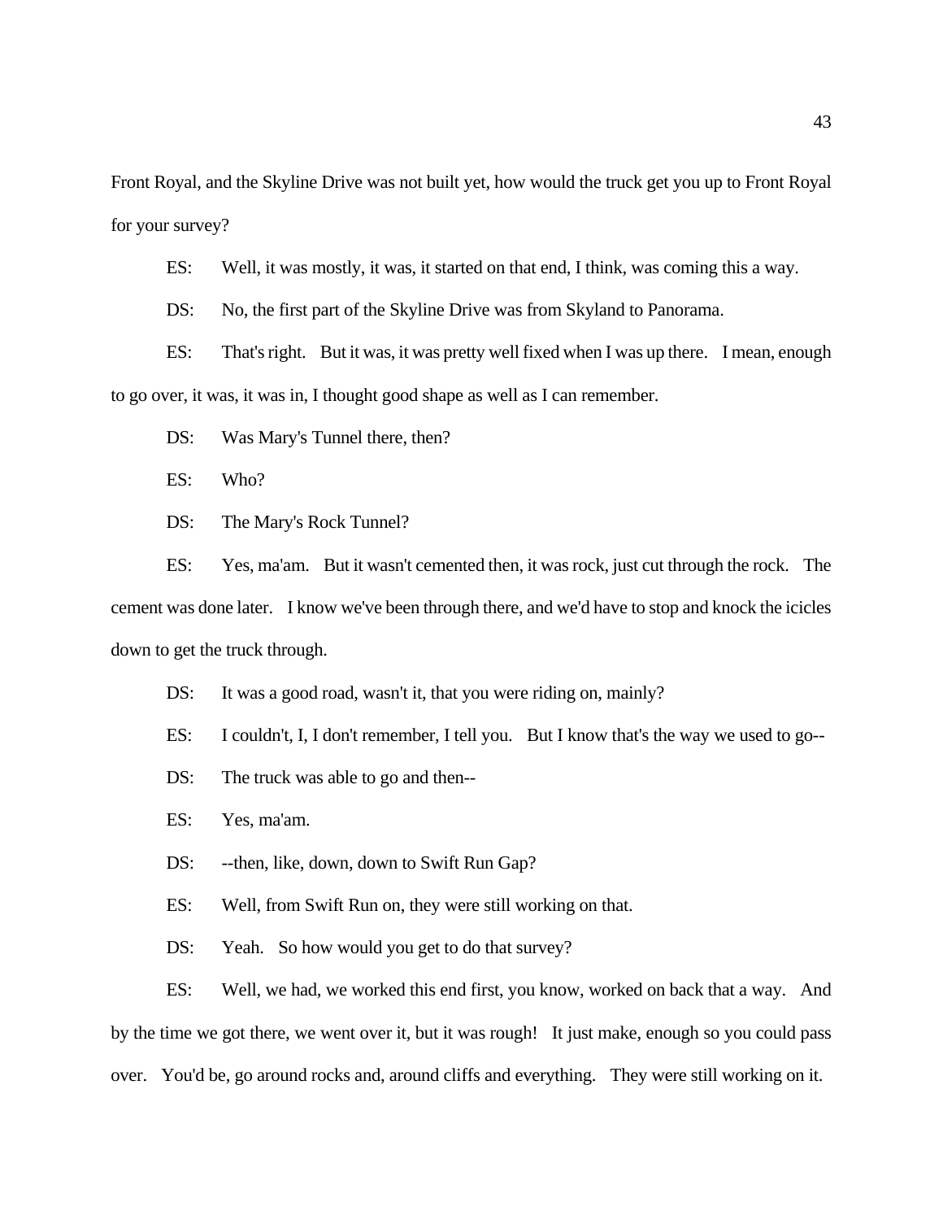Front Royal, and the Skyline Drive was not built yet, how would the truck get you up to Front Royal for your survey?

ES: Well, it was mostly, it was, it started on that end, I think, was coming this a way.

DS: No, the first part of the Skyline Drive was from Skyland to Panorama.

ES: That's right. But it was, it was pretty well fixed when I was up there. I mean, enough to go over, it was, it was in, I thought good shape as well as I can remember.

DS: Was Mary's Tunnel there, then?

ES: Who?

DS: The Mary's Rock Tunnel?

ES: Yes, ma'am. But it wasn't cemented then, it was rock, just cut through the rock. The cement was done later. I know we've been through there, and we'd have to stop and knock the icicles down to get the truck through.

DS: It was a good road, wasn't it, that you were riding on, mainly?

ES: I couldn't, I, I don't remember, I tell you. But I know that's the way we used to go--

DS: The truck was able to go and then--

ES: Yes, ma'am.

DS: --then, like, down, down to Swift Run Gap?

ES: Well, from Swift Run on, they were still working on that.

DS: Yeah. So how would you get to do that survey?

ES: Well, we had, we worked this end first, you know, worked on back that a way. And by the time we got there, we went over it, but it was rough! It just make, enough so you could pass over. You'd be, go around rocks and, around cliffs and everything. They were still working on it.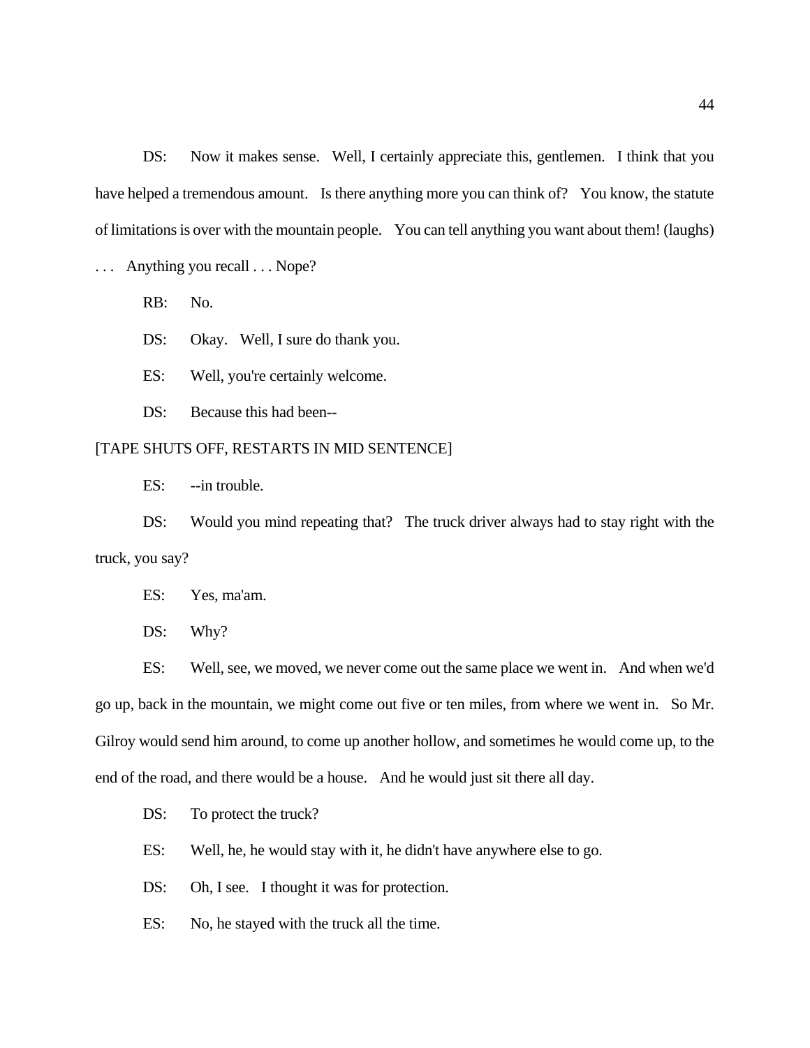DS: Now it makes sense. Well, I certainly appreciate this, gentlemen. I think that you have helped a tremendous amount. Is there anything more you can think of? You know, the statute of limitations is over with the mountain people. You can tell anything you want about them! (laughs) . . . Anything you recall . . . Nope?

RB: No.

DS: Okay. Well, I sure do thank you.

ES: Well, you're certainly welcome.

DS: Because this had been--

[TAPE SHUTS OFF, RESTARTS IN MID SENTENCE]

ES: --in trouble.

DS: Would you mind repeating that? The truck driver always had to stay right with the truck, you say?

ES: Yes, ma'am.

DS: Why?

ES: Well, see, we moved, we never come out the same place we went in. And when we'd go up, back in the mountain, we might come out five or ten miles, from where we went in. So Mr. Gilroy would send him around, to come up another hollow, and sometimes he would come up, to the end of the road, and there would be a house. And he would just sit there all day.

DS: To protect the truck?

ES: Well, he, he would stay with it, he didn't have anywhere else to go.

DS: Oh, I see. I thought it was for protection.

ES: No, he stayed with the truck all the time.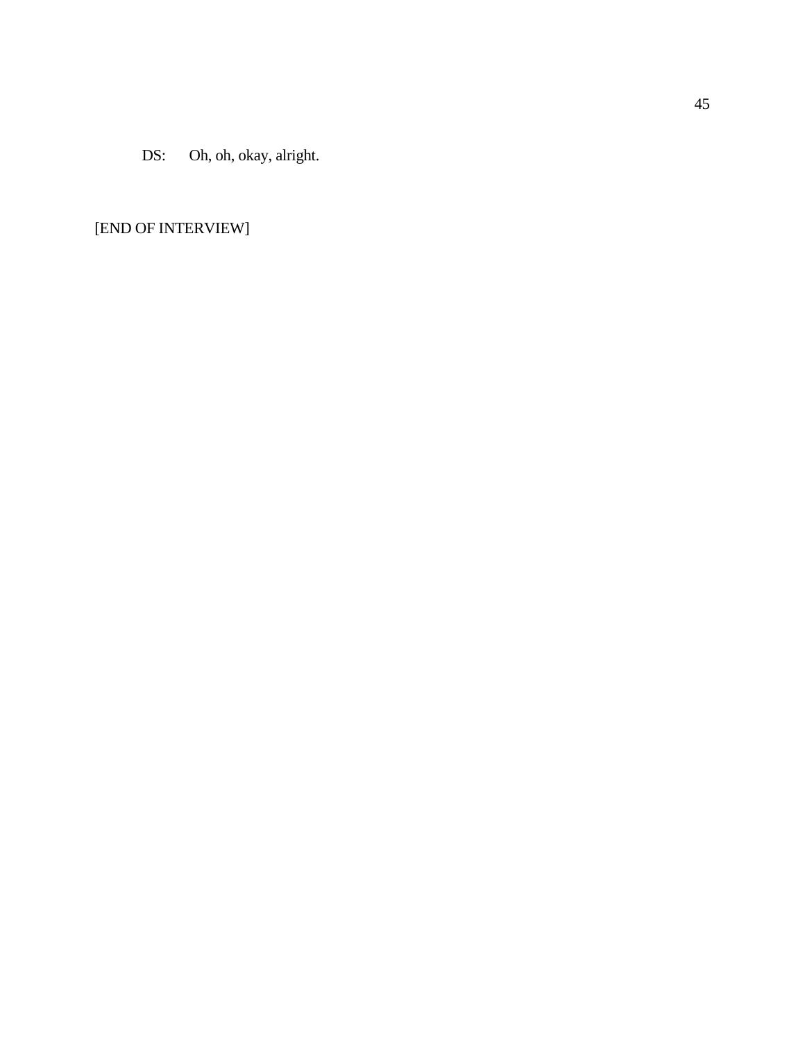DS: Oh, oh, okay, alright.

[END OF INTERVIEW]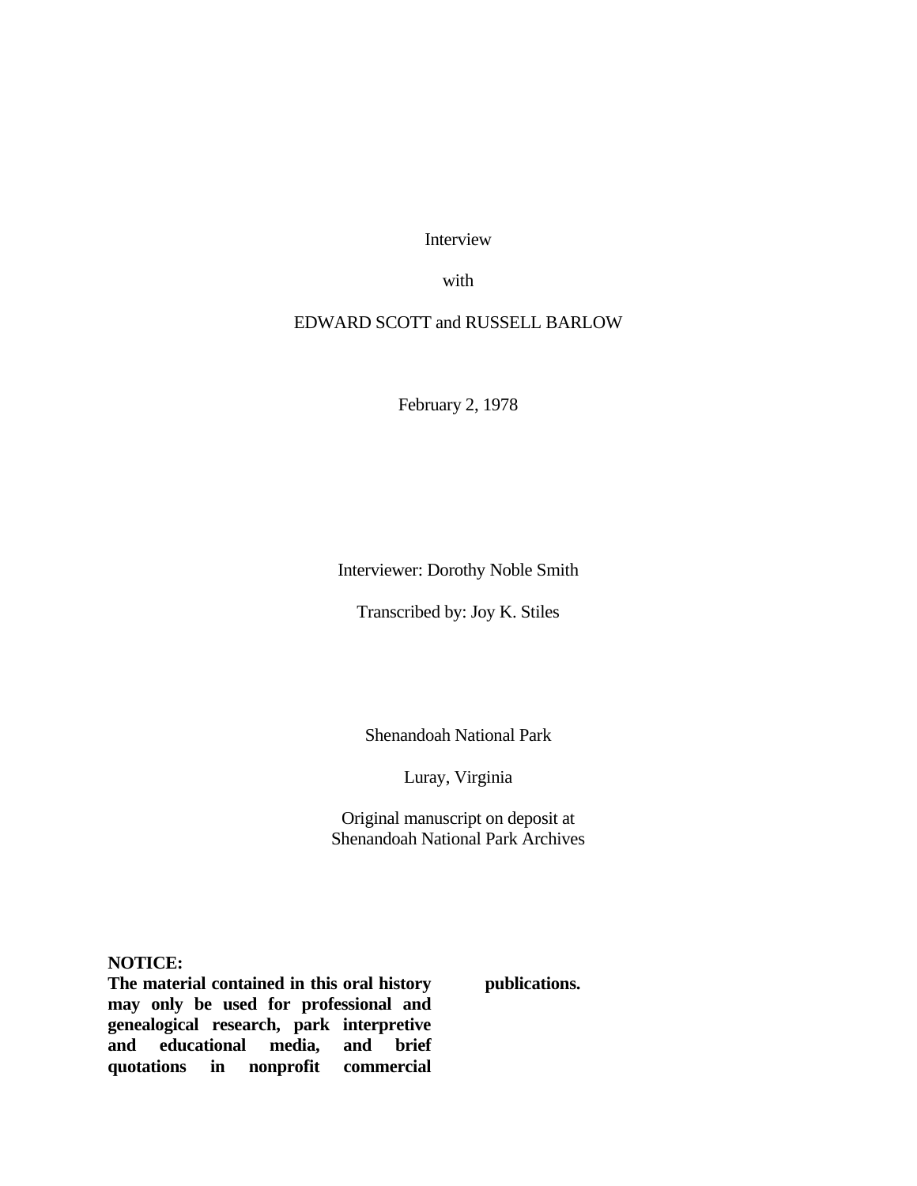Interview

with

EDWARD SCOTT and RUSSELL BARLOW

February 2, 1978

Interviewer: Dorothy Noble Smith

Transcribed by: Joy K. Stiles

Shenandoah National Park

Luray, Virginia

Original manuscript on deposit at
Shenandoah National Park Archives

**NOTICE:**
**The material contained in this oral history may only be used for professional and genealogical research, park interpretive and educational media, and brief quotations in nonprofit commercial publications.**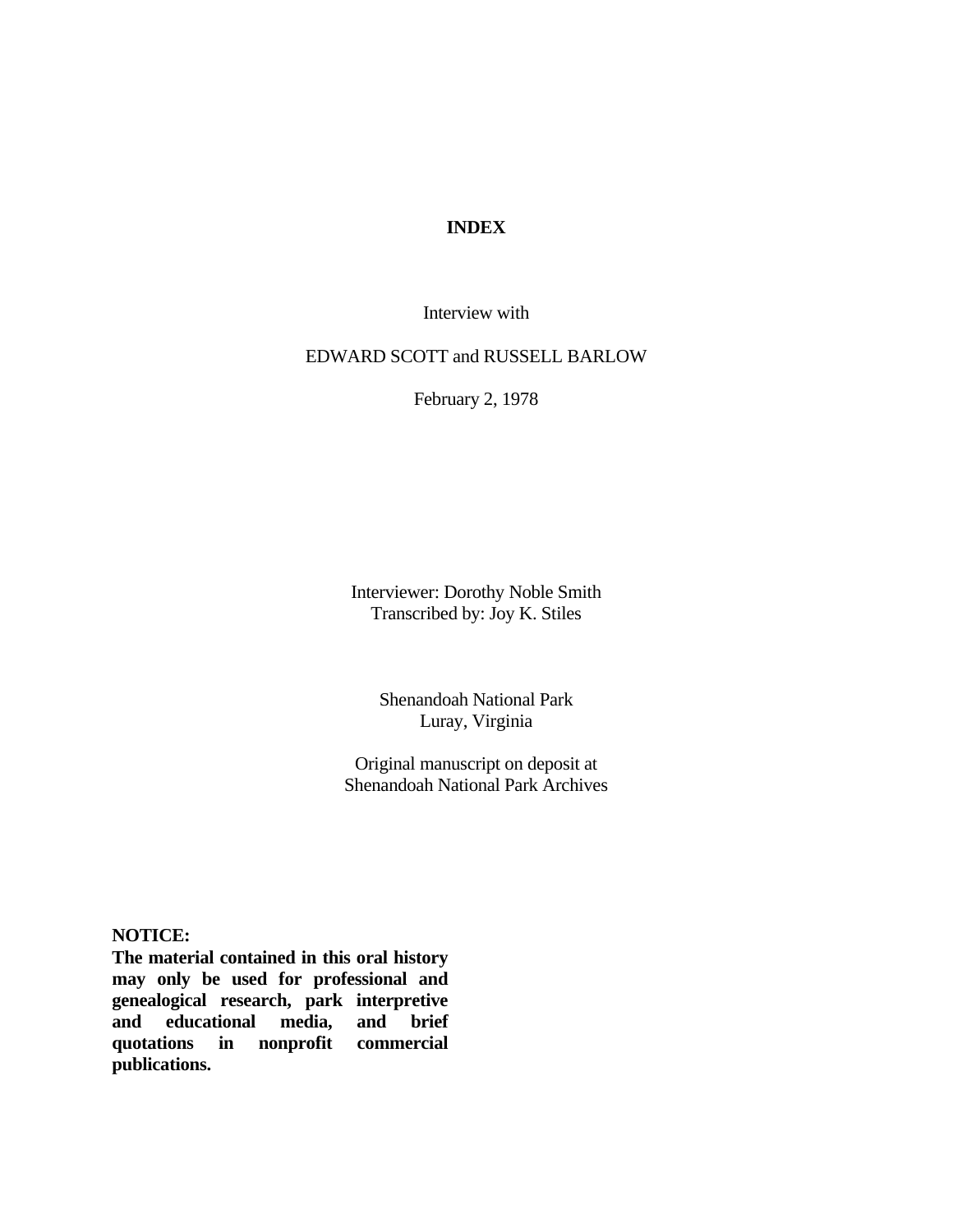# INDEX

Interview with

EDWARD SCOTT and RUSSELL BARLOW

February 2, 1978

Interviewer: Dorothy Noble Smith
Transcribed by: Joy K. Stiles

Shenandoah National Park
Luray, Virginia

Original manuscript on deposit at
Shenandoah National Park Archives

**NOTICE:**
**The material contained in this oral history may only be used for professional and genealogical research, park interpretive and educational media, and brief quotations in nonprofit commercial publications.**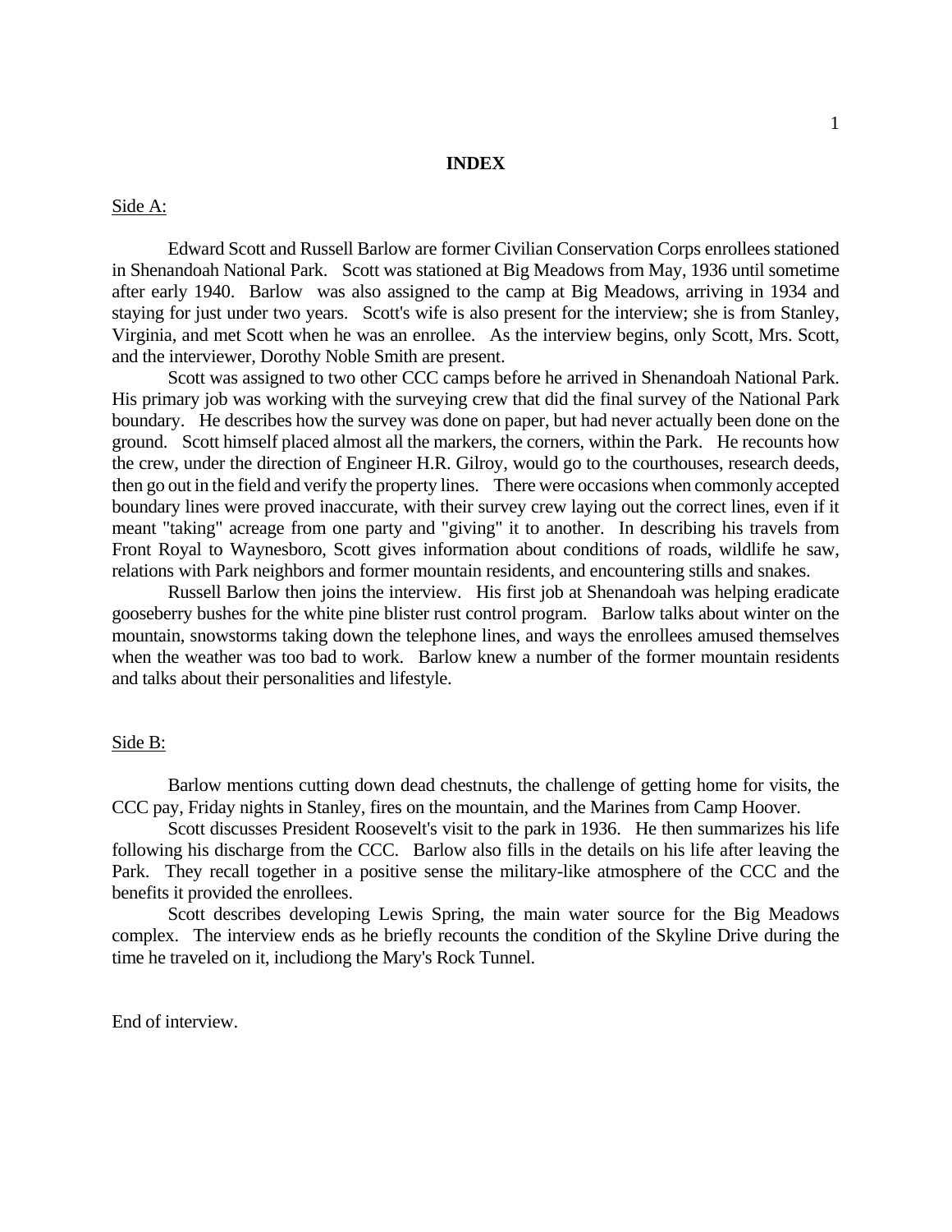# INDEX

Side A:

Edward Scott and Russell Barlow are former Civilian Conservation Corps enrollees stationed in Shenandoah National Park. Scott was stationed at Big Meadows from May, 1936 until sometime after early 1940. Barlow was also assigned to the camp at Big Meadows, arriving in 1934 and staying for just under two years. Scott's wife is also present for the interview; she is from Stanley, Virginia, and met Scott when he was an enrollee. As the interview begins, only Scott, Mrs. Scott, and the interviewer, Dorothy Noble Smith are present.

Scott was assigned to two other CCC camps before he arrived in Shenandoah National Park. His primary job was working with the surveying crew that did the final survey of the National Park boundary. He describes how the survey was done on paper, but had never actually been done on the ground. Scott himself placed almost all the markers, the corners, within the Park. He recounts how the crew, under the direction of Engineer H.R. Gilroy, would go to the courthouses, research deeds, then go out in the field and verify the property lines. There were occasions when commonly accepted boundary lines were proved inaccurate, with their survey crew laying out the correct lines, even if it meant "taking" acreage from one party and "giving" it to another. In describing his travels from Front Royal to Waynesboro, Scott gives information about conditions of roads, wildlife he saw, relations with Park neighbors and former mountain residents, and encountering stills and snakes.

Russell Barlow then joins the interview. His first job at Shenandoah was helping eradicate gooseberry bushes for the white pine blister rust control program. Barlow talks about winter on the mountain, snowstorms taking down the telephone lines, and ways the enrollees amused themselves when the weather was too bad to work. Barlow knew a number of the former mountain residents and talks about their personalities and lifestyle.

Side B:

Barlow mentions cutting down dead chestnuts, the challenge of getting home for visits, the CCC pay, Friday nights in Stanley, fires on the mountain, and the Marines from Camp Hoover.

Scott discusses President Roosevelt's visit to the park in 1936. He then summarizes his life following his discharge from the CCC. Barlow also fills in the details on his life after leaving the Park. They recall together in a positive sense the military-like atmosphere of the CCC and the benefits it provided the enrollees.

Scott describes developing Lewis Spring, the main water source for the Big Meadows complex. The interview ends as he briefly recounts the condition of the Skyline Drive during the time he traveled on it, includiong the Mary's Rock Tunnel.

End of interview.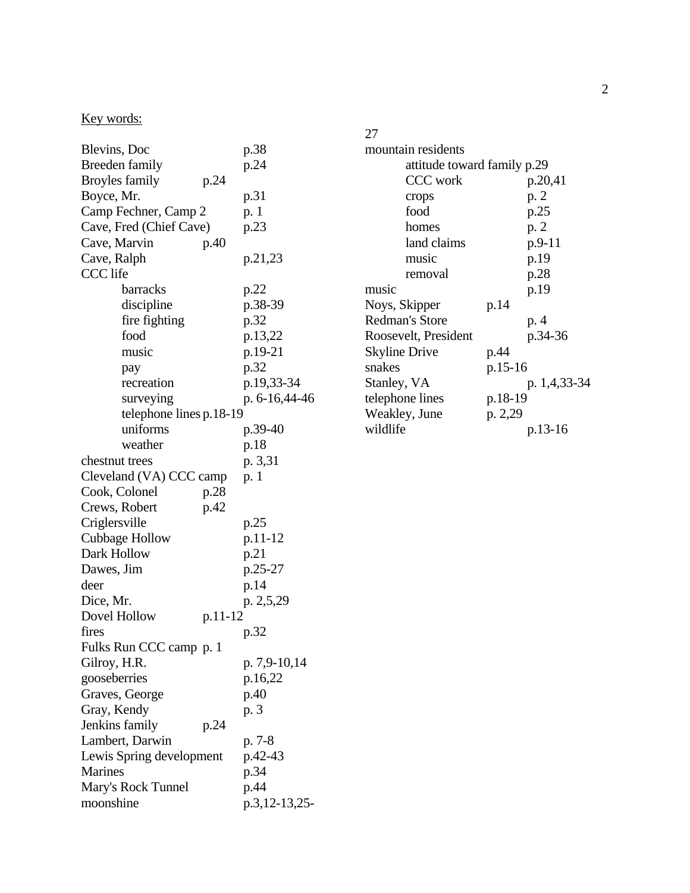Key words:

Blevins, Doc p.38
Breeden family p.24
Broyles family p.24
Boyce, Mr. p.31
Camp Fechner, Camp 2 p. 1
Cave, Fred (Chief Cave) p.23
Cave, Marvin p.40
Cave, Ralph p.21,23
CCC life
- barracks p.22
- discipline p.38-39
- fire fighting p.32
- food p.13,22
- music p.19-21
- pay p.32
- recreation p.19,33-34
- surveying p. 6-16,44-46
- telephone lines p.18-19
- uniforms p.39-40
- weather p.18

chestnut trees p. 3,31
Cleveland (VA) CCC camp p. 1
Cook, Colonel p.28
Crews, Robert p.42
Criglersville p.25
Cubbage Hollow p.11-12
Dark Hollow p.21
Dawes, Jim p.25-27
deer p.14
Dice, Mr. p. 2,5,29
Dovel Hollow p.11-12
fires p.32
Fulks Run CCC camp p. 1
Gilroy, H.R. p. 7,9-10,14
gooseberries p.16,22
Graves, George p.40
Gray, Kendy p. 3
Jenkins family p.24
Lambert, Darwin p. 7-8
Lewis Spring development p.42-43
Marines p.34
Mary's Rock Tunnel p.44
moonshine p.3,12-13,25-27
mountain residents
- attitude toward family p.29
- CCC work p.20,41
- crops p. 2
- food p.25
- homes p. 2
- land claims p.9-11
- music p.19
- removal p.28

music p.19
Noys, Skipper p.14
Redman's Store p. 4
Roosevelt, President p.34-36
Skyline Drive p.44
snakes p.15-16
Stanley, VA p. 1,4,33-34
telephone lines p.18-19
Weakley, June p. 2,29
wildlife p.13-16